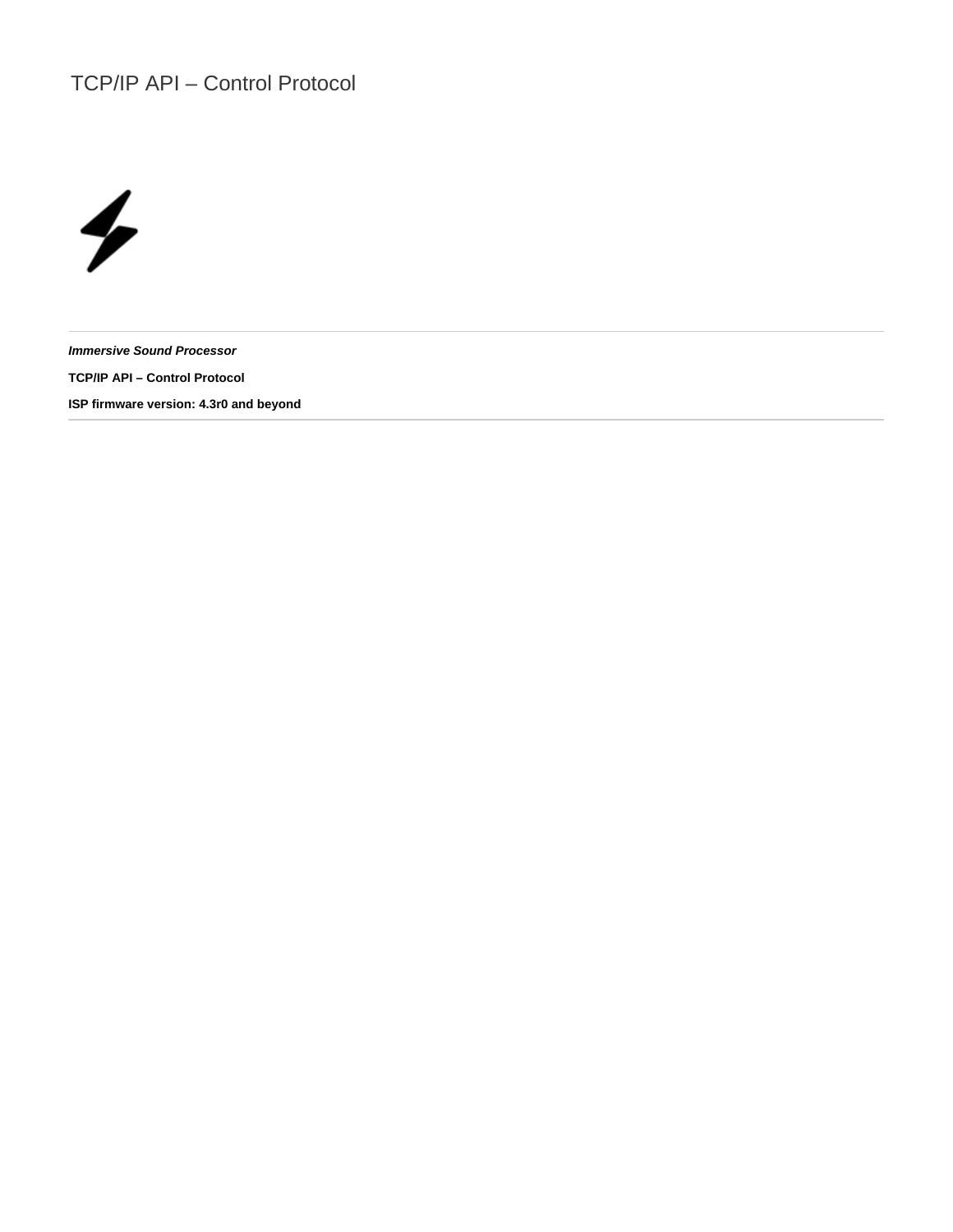# TCP/IP API – Control Protocol

---

***Immersive Sound Processor***

**TCP/IP API – Control Protocol**

**ISP firmware version: 4.3r0 and beyond**

---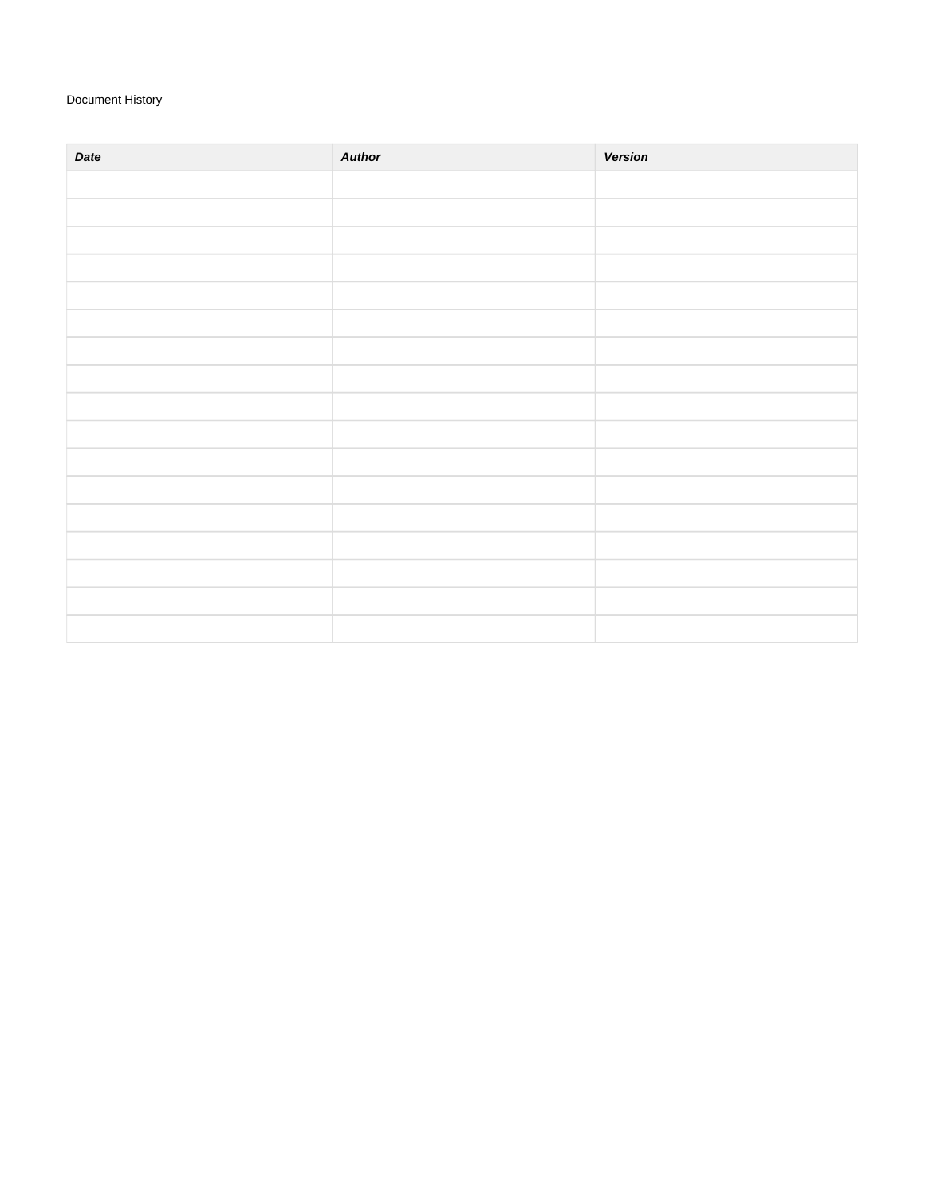Document History

| ***Date*** | ***Author*** | ***Version*** |
| --- | --- | --- |
| | | |
| | | |
| | | |
| | | |
| | | |
| | | |
| | | |
| | | |
| | | |
| | | |
| | | |
| | | |
| | | |
| | | |
| | | |
| | | |
| | | |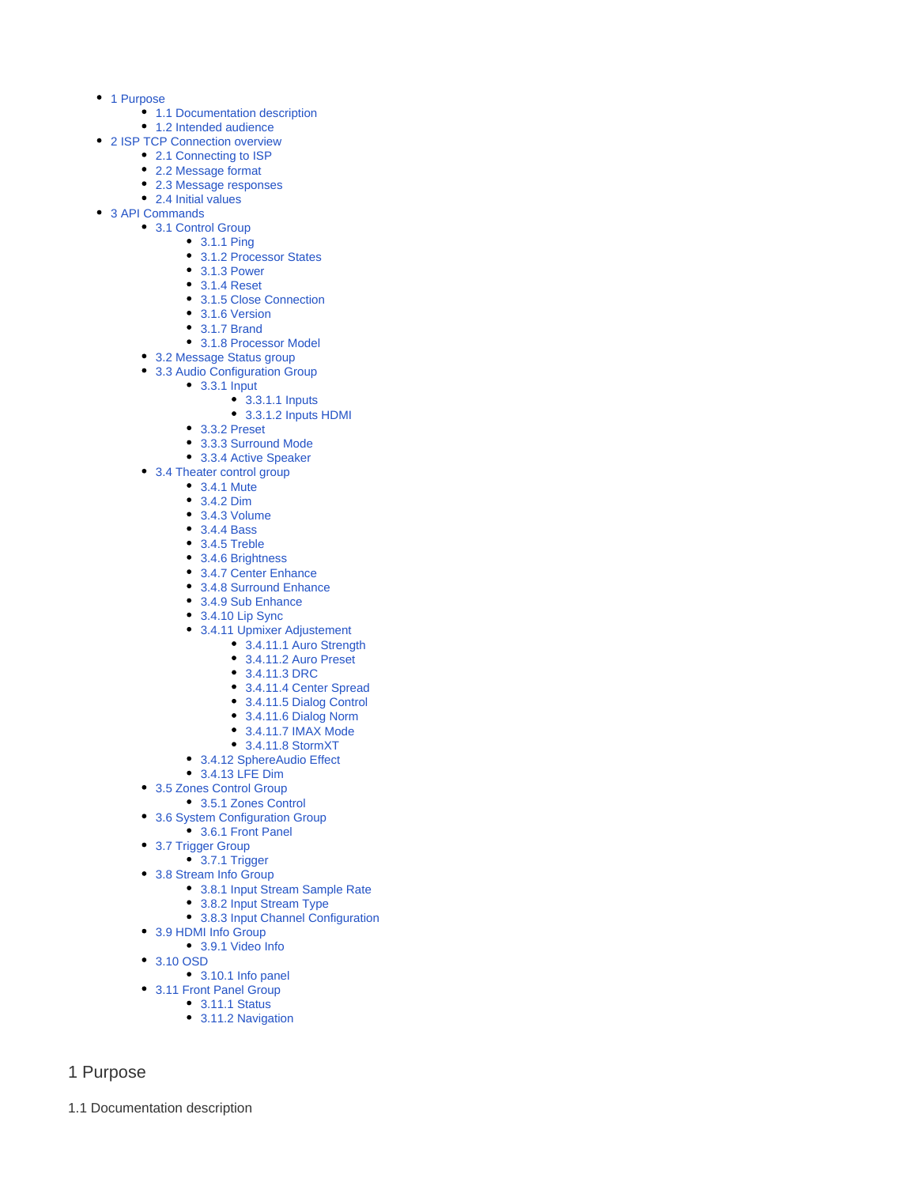- 1 Purpose
  - 1.1 Documentation description
  - 1.2 Intended audience
- 2 ISP TCP Connection overview
  - 2.1 Connecting to ISP
  - 2.2 Message format
  - 2.3 Message responses
  - 2.4 Initial values
- 3 API Commands
  - 3.1 Control Group
    - 3.1.1 Ping
    - 3.1.2 Processor States
    - 3.1.3 Power
    - 3.1.4 Reset
    - 3.1.5 Close Connection
    - 3.1.6 Version
    - 3.1.7 Brand
    - 3.1.8 Processor Model
  - 3.2 Message Status group
  - 3.3 Audio Configuration Group
    - 3.3.1 Input
      - 3.3.1.1 Inputs
      - 3.3.1.2 Inputs HDMI
    - 3.3.2 Preset
    - 3.3.3 Surround Mode
    - 3.3.4 Active Speaker
  - 3.4 Theater control group
    - 3.4.1 Mute
    - 3.4.2 Dim
    - 3.4.3 Volume
    - 3.4.4 Bass
    - 3.4.5 Treble
    - 3.4.6 Brightness
    - 3.4.7 Center Enhance
    - 3.4.8 Surround Enhance
    - 3.4.9 Sub Enhance
    - 3.4.10 Lip Sync
    - 3.4.11 Upmixer Adjustement
      - 3.4.11.1 Auro Strength
      - 3.4.11.2 Auro Preset
      - 3.4.11.3 DRC
      - 3.4.11.4 Center Spread
      - 3.4.11.5 Dialog Control
      - 3.4.11.6 Dialog Norm
      - 3.4.11.7 IMAX Mode
      - 3.4.11.8 StormXT
    - 3.4.12 SphereAudio Effect
    - 3.4.13 LFE Dim
  - 3.5 Zones Control Group
    - 3.5.1 Zones Control
  - 3.6 System Configuration Group
    - 3.6.1 Front Panel
  - 3.7 Trigger Group
    - 3.7.1 Trigger
  - 3.8 Stream Info Group
    - 3.8.1 Input Stream Sample Rate
    - 3.8.2 Input Stream Type
    - 3.8.3 Input Channel Configuration
  - 3.9 HDMI Info Group
    - 3.9.1 Video Info
  - 3.10 OSD
    - 3.10.1 Info panel
  - 3.11 Front Panel Group
    - 3.11.1 Status
    - 3.11.2 Navigation

# 1 Purpose

## 1.1 Documentation description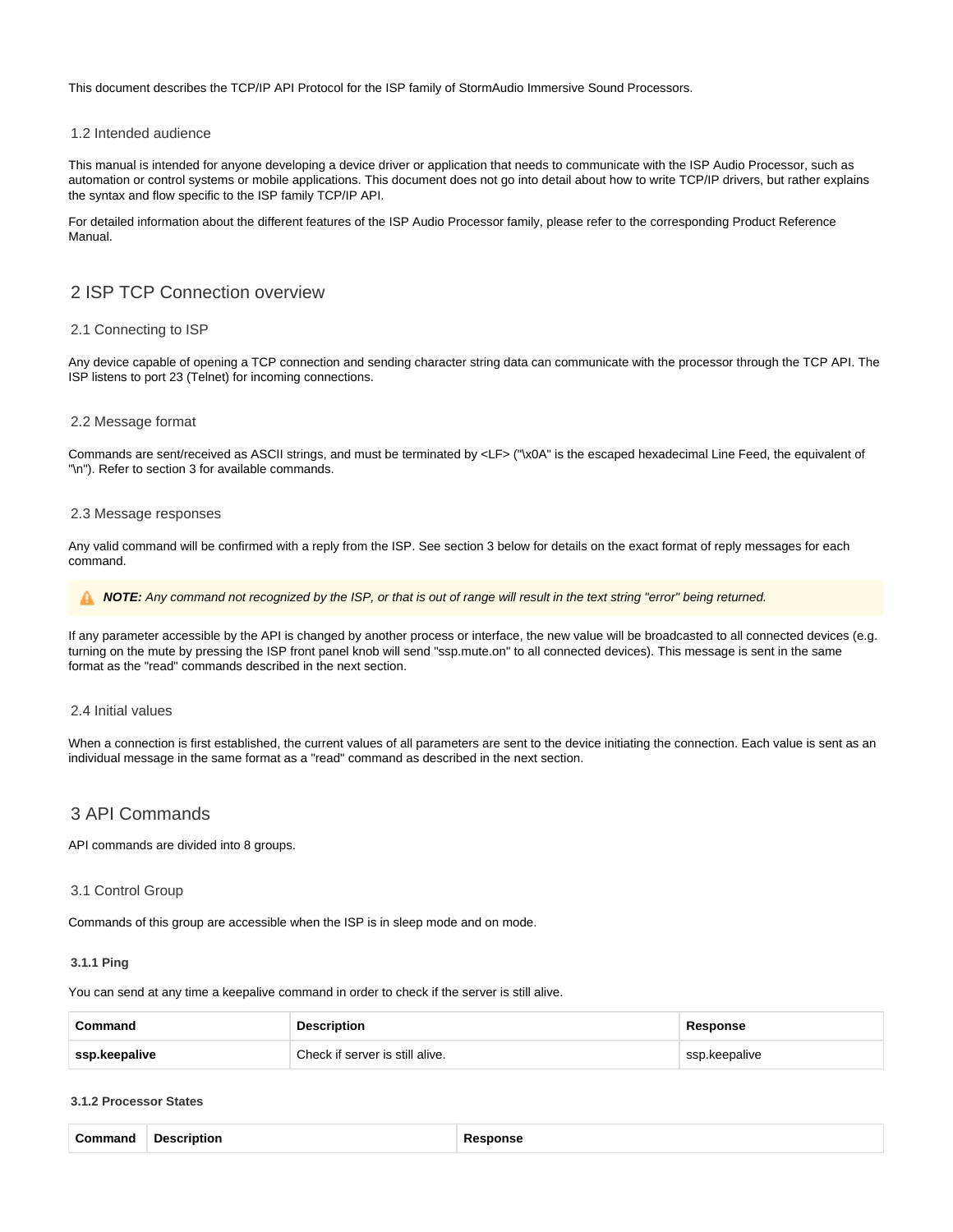This document describes the TCP/IP API Protocol for the ISP family of StormAudio Immersive Sound Processors.

### 1.2 Intended audience

This manual is intended for anyone developing a device driver or application that needs to communicate with the ISP Audio Processor, such as automation or control systems or mobile applications. This document does not go into detail about how to write TCP/IP drivers, but rather explains the syntax and flow specific to the ISP family TCP/IP API.

For detailed information about the different features of the ISP Audio Processor family, please refer to the corresponding Product Reference Manual.

## 2 ISP TCP Connection overview

### 2.1 Connecting to ISP

Any device capable of opening a TCP connection and sending character string data can communicate with the processor through the TCP API. The ISP listens to port 23 (Telnet) for incoming connections.

### 2.2 Message format

Commands are sent/received as ASCII strings, and must be terminated by <LF> ("\x0A" is the escaped hexadecimal Line Feed, the equivalent of "\n"). Refer to section 3 for available commands.

### 2.3 Message responses

Any valid command will be confirmed with a reply from the ISP. See section 3 below for details on the exact format of reply messages for each command.

> ⚠ ***NOTE:*** *Any command not recognized by the ISP, or that is out of range will result in the text string "error" being returned.*

If any parameter accessible by the API is changed by another process or interface, the new value will be broadcasted to all connected devices (e.g. turning on the mute by pressing the ISP front panel knob will send "ssp.mute.on" to all connected devices). This message is sent in the same format as the "read" commands described in the next section.

### 2.4 Initial values

When a connection is first established, the current values of all parameters are sent to the device initiating the connection. Each value is sent as an individual message in the same format as a "read" command as described in the next section.

## 3 API Commands

API commands are divided into 8 groups.

### 3.1 Control Group

Commands of this group are accessible when the ISP is in sleep mode and on mode.

#### 3.1.1 Ping

You can send at any time a keepalive command in order to check if the server is still alive.

| Command | Description | Response |
|---|---|---|
| **ssp.keepalive** | Check if server is still alive. | ssp.keepalive |

#### 3.1.2 Processor States

| Command | Description | Response |
|---|---|---|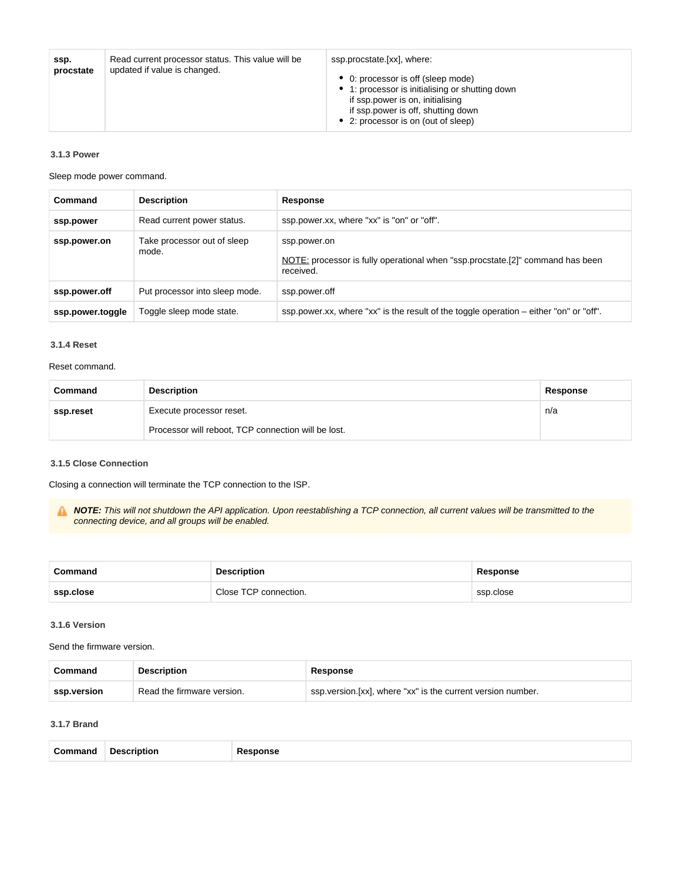| | | |
|---|---|---|
| **ssp. procstate** | Read current processor status. This value will be updated if value is changed. | ssp.procstate.[xx], where:<br>• 0: processor is off (sleep mode)<br>• 1: processor is initialising or shutting down if ssp.power is on, initialising if ssp.power is off, shutting down<br>• 2: processor is on (out of sleep) |

### 3.1.3 Power

Sleep mode power command.

| Command | Description | Response |
|---|---|---|
| **ssp.power** | Read current power status. | ssp.power.xx, where "xx" is "on" or "off". |
| **ssp.power.on** | Take processor out of sleep mode. | ssp.power.on<br><br>NOTE: processor is fully operational when "ssp.procstate.[2]" command has been received. |
| **ssp.power.off** | Put processor into sleep mode. | ssp.power.off |
| **ssp.power.toggle** | Toggle sleep mode state. | ssp.power.xx, where "xx" is the result of the toggle operation – either "on" or "off". |

### 3.1.4 Reset

Reset command.

| Command | Description | Response |
|---|---|---|
| **ssp.reset** | Execute processor reset.<br><br>Processor will reboot, TCP connection will be lost. | n/a |

### 3.1.5 Close Connection

Closing a connection will terminate the TCP connection to the ISP.

> ***NOTE:*** *This will not shutdown the API application. Upon reestablishing a TCP connection, all current values will be transmitted to the connecting device, and all groups will be enabled.*

| Command | Description | Response |
|---|---|---|
| **ssp.close** | Close TCP connection. | ssp.close |

### 3.1.6 Version

Send the firmware version.

| Command | Description | Response |
|---|---|---|
| **ssp.version** | Read the firmware version. | ssp.version.[xx], where "xx" is the current version number. |

### 3.1.7 Brand

| Command | Description | Response |
|---|---|---|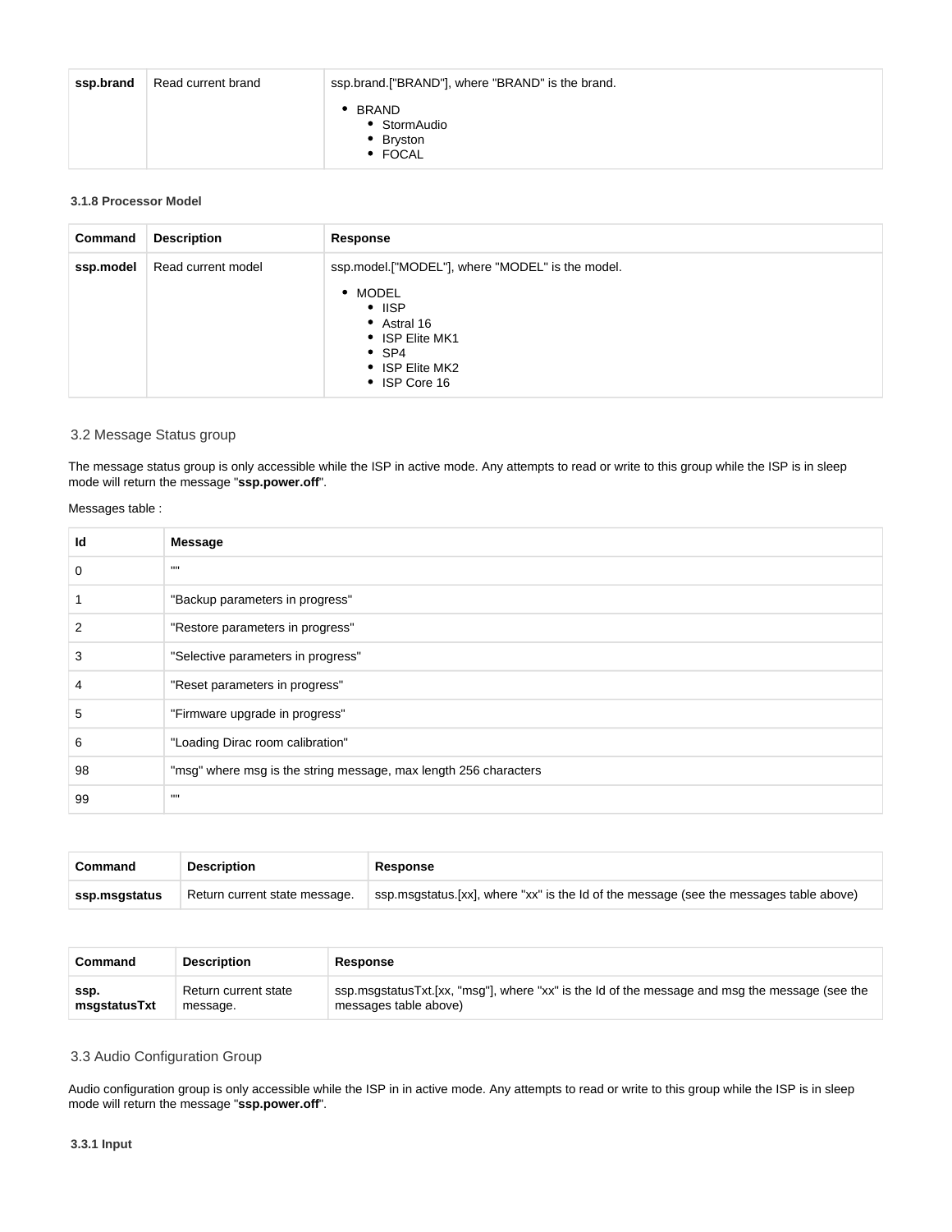| ssp.brand | Read current brand | ssp.brand.["BRAND"], where "BRAND" is the brand.<br>• BRAND<br>  ◦ StormAudio<br>  ◦ Bryston<br>  ◦ FOCAL |
|---|---|---|

#### 3.1.8 Processor Model

| Command | Description | Response |
|---|---|---|
| **ssp.model** | Read current model | ssp.model.["MODEL"], where "MODEL" is the model.<br>• MODEL<br>  ◦ IISP<br>  ◦ Astral 16<br>  ◦ ISP Elite MK1<br>  ◦ SP4<br>  ◦ ISP Elite MK2<br>  ◦ ISP Core 16 |

### 3.2 Message Status group

The message status group is only accessible while the ISP in active mode. Any attempts to read or write to this group while the ISP is in sleep mode will return the message "**ssp.power.off**".

Messages table :

| Id | Message |
|---|---|
| 0 | "" |
| 1 | "Backup parameters in progress" |
| 2 | "Restore parameters in progress" |
| 3 | "Selective parameters in progress" |
| 4 | "Reset parameters in progress" |
| 5 | "Firmware upgrade in progress" |
| 6 | "Loading Dirac room calibration" |
| 98 | "msg" where msg is the string message, max length 256 characters |
| 99 | "" |

| Command | Description | Response |
|---|---|---|
| **ssp.msgstatus** | Return current state message. | ssp.msgstatus.[xx], where "xx" is the Id of the message (see the messages table above) |

| Command | Description | Response |
|---|---|---|
| **ssp.msgstatusTxt** | Return current state message. | ssp.msgstatusTxt.[xx, "msg"], where "xx" is the Id of the message and msg the message (see the messages table above) |

### 3.3 Audio Configuration Group

Audio configuration group is only accessible while the ISP in in active mode. Any attempts to read or write to this group while the ISP is in sleep mode will return the message "**ssp.power.off**".

#### 3.3.1 Input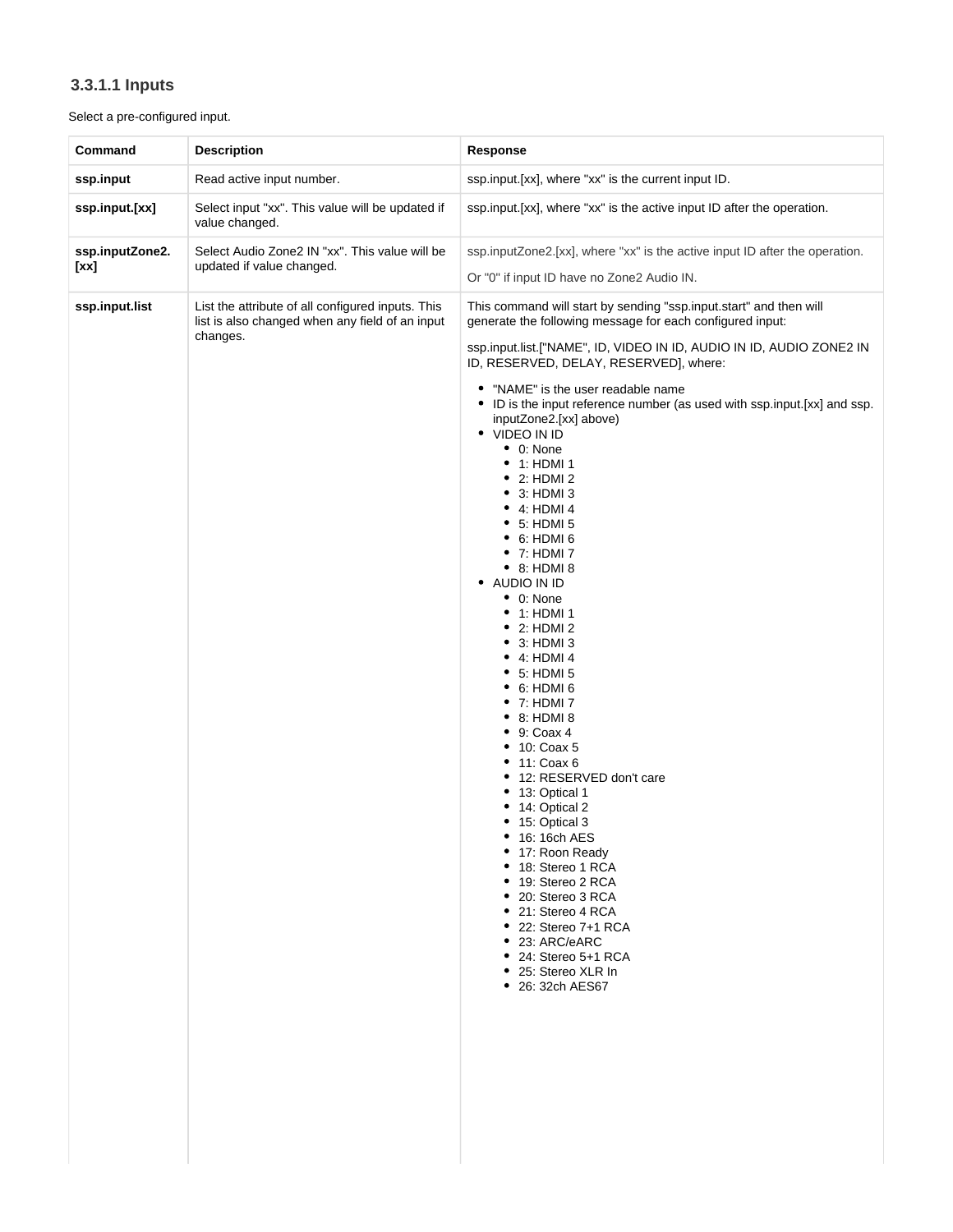### 3.3.1.1 Inputs

Select a pre-configured input.

| Command | Description | Response |
|---|---|---|
| **ssp.input** | Read active input number. | ssp.input.[xx], where "xx" is the current input ID. |
| **ssp.input.[xx]** | Select input "xx". This value will be updated if value changed. | ssp.input.[xx], where "xx" is the active input ID after the operation. |
| **ssp.inputZone2.[xx]** | Select Audio Zone2 IN "xx". This value will be updated if value changed. | ssp.inputZone2.[xx], where "xx" is the active input ID after the operation.<br><br>Or "0" if input ID have no Zone2 Audio IN. |
| **ssp.input.list** | List the attribute of all configured inputs. This list is also changed when any field of an input changes. | This command will start by sending "ssp.input.start" and then will generate the following message for each configured input:<br><br>ssp.input.list.["NAME", ID, VIDEO IN ID, AUDIO IN ID, AUDIO ZONE2 IN ID, RESERVED, DELAY, RESERVED], where:<br><br>• "NAME" is the user readable name<br>• ID is the input reference number (as used with ssp.input.[xx] and ssp.inputZone2.[xx] above)<br>• VIDEO IN ID<br>&nbsp;&nbsp;◦ 0: None<br>&nbsp;&nbsp;◦ 1: HDMI 1<br>&nbsp;&nbsp;◦ 2: HDMI 2<br>&nbsp;&nbsp;◦ 3: HDMI 3<br>&nbsp;&nbsp;◦ 4: HDMI 4<br>&nbsp;&nbsp;◦ 5: HDMI 5<br>&nbsp;&nbsp;◦ 6: HDMI 6<br>&nbsp;&nbsp;◦ 7: HDMI 7<br>&nbsp;&nbsp;◦ 8: HDMI 8<br>• AUDIO IN ID<br>&nbsp;&nbsp;◦ 0: None<br>&nbsp;&nbsp;◦ 1: HDMI 1<br>&nbsp;&nbsp;◦ 2: HDMI 2<br>&nbsp;&nbsp;◦ 3: HDMI 3<br>&nbsp;&nbsp;◦ 4: HDMI 4<br>&nbsp;&nbsp;◦ 5: HDMI 5<br>&nbsp;&nbsp;◦ 6: HDMI 6<br>&nbsp;&nbsp;◦ 7: HDMI 7<br>&nbsp;&nbsp;◦ 8: HDMI 8<br>&nbsp;&nbsp;◦ 9: Coax 4<br>&nbsp;&nbsp;◦ 10: Coax 5<br>&nbsp;&nbsp;◦ 11: Coax 6<br>&nbsp;&nbsp;◦ 12: RESERVED don't care<br>&nbsp;&nbsp;◦ 13: Optical 1<br>&nbsp;&nbsp;◦ 14: Optical 2<br>&nbsp;&nbsp;◦ 15: Optical 3<br>&nbsp;&nbsp;◦ 16: 16ch AES<br>&nbsp;&nbsp;◦ 17: Roon Ready<br>&nbsp;&nbsp;◦ 18: Stereo 1 RCA<br>&nbsp;&nbsp;◦ 19: Stereo 2 RCA<br>&nbsp;&nbsp;◦ 20: Stereo 3 RCA<br>&nbsp;&nbsp;◦ 21: Stereo 4 RCA<br>&nbsp;&nbsp;◦ 22: Stereo 7+1 RCA<br>&nbsp;&nbsp;◦ 23: ARC/eARC<br>&nbsp;&nbsp;◦ 24: Stereo 5+1 RCA<br>&nbsp;&nbsp;◦ 25: Stereo XLR In<br>&nbsp;&nbsp;◦ 26: 32ch AES67 |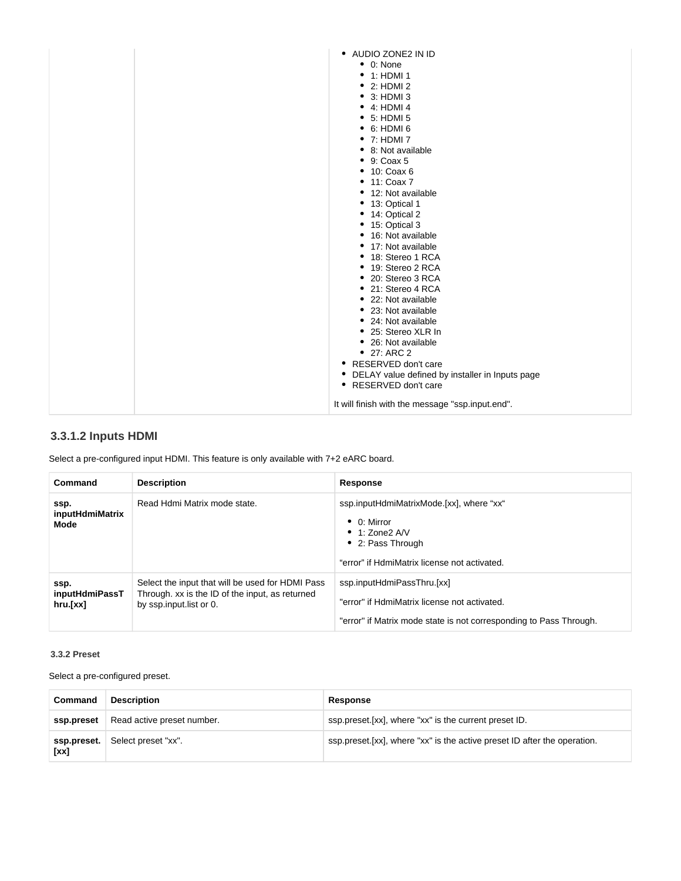| | | • AUDIO ZONE2 IN ID<br>  ◦ 0: None<br>  ◦ 1: HDMI 1<br>  ◦ 2: HDMI 2<br>  ◦ 3: HDMI 3<br>  ◦ 4: HDMI 4<br>  ◦ 5: HDMI 5<br>  ◦ 6: HDMI 6<br>  ◦ 7: HDMI 7<br>  ◦ 8: Not available<br>  ◦ 9: Coax 5<br>  ◦ 10: Coax 6<br>  ◦ 11: Coax 7<br>  ◦ 12: Not available<br>  ◦ 13: Optical 1<br>  ◦ 14: Optical 2<br>  ◦ 15: Optical 3<br>  ◦ 16: Not available<br>  ◦ 17: Not available<br>  ◦ 18: Stereo 1 RCA<br>  ◦ 19: Stereo 2 RCA<br>  ◦ 20: Stereo 3 RCA<br>  ◦ 21: Stereo 4 RCA<br>  ◦ 22: Not available<br>  ◦ 23: Not available<br>  ◦ 24: Not available<br>  ◦ 25: Stereo XLR In<br>  ◦ 26: Not available<br>  ◦ 27: ARC 2<br>• RESERVED don't care<br>• DELAY value defined by installer in Inputs page<br>• RESERVED don't care<br><br>It will finish with the message "ssp.input.end". |
|---|---|---|

### 3.3.1.2 Inputs HDMI

Select a pre-configured input HDMI. This feature is only available with 7+2 eARC board.

| Command | Description | Response |
|---|---|---|
| **ssp.inputHdmiMatrixMode** | Read Hdmi Matrix mode state. | ssp.inputHdmiMatrixMode.[xx], where "xx"<br>• 0: Mirror<br>• 1: Zone2 A/V<br>• 2: Pass Through<br><br>"error" if HdmiMatrix license not activated. |
| **ssp.inputHdmiPassThru.[xx]** | Select the input that will be used for HDMI Pass Through. xx is the ID of the input, as returned by ssp.input.list or 0. | ssp.inputHdmiPassThru.[xx]<br><br>"error" if HdmiMatrix license not activated.<br><br>"error" if Matrix mode state is not corresponding to Pass Through. |

#### 3.3.2 Preset

Select a pre-configured preset.

| Command | Description | Response |
|---|---|---|
| **ssp.preset** | Read active preset number. | ssp.preset.[xx], where "xx" is the current preset ID. |
| **ssp.preset.[xx]** | Select preset "xx". | ssp.preset.[xx], where "xx" is the active preset ID after the operation. |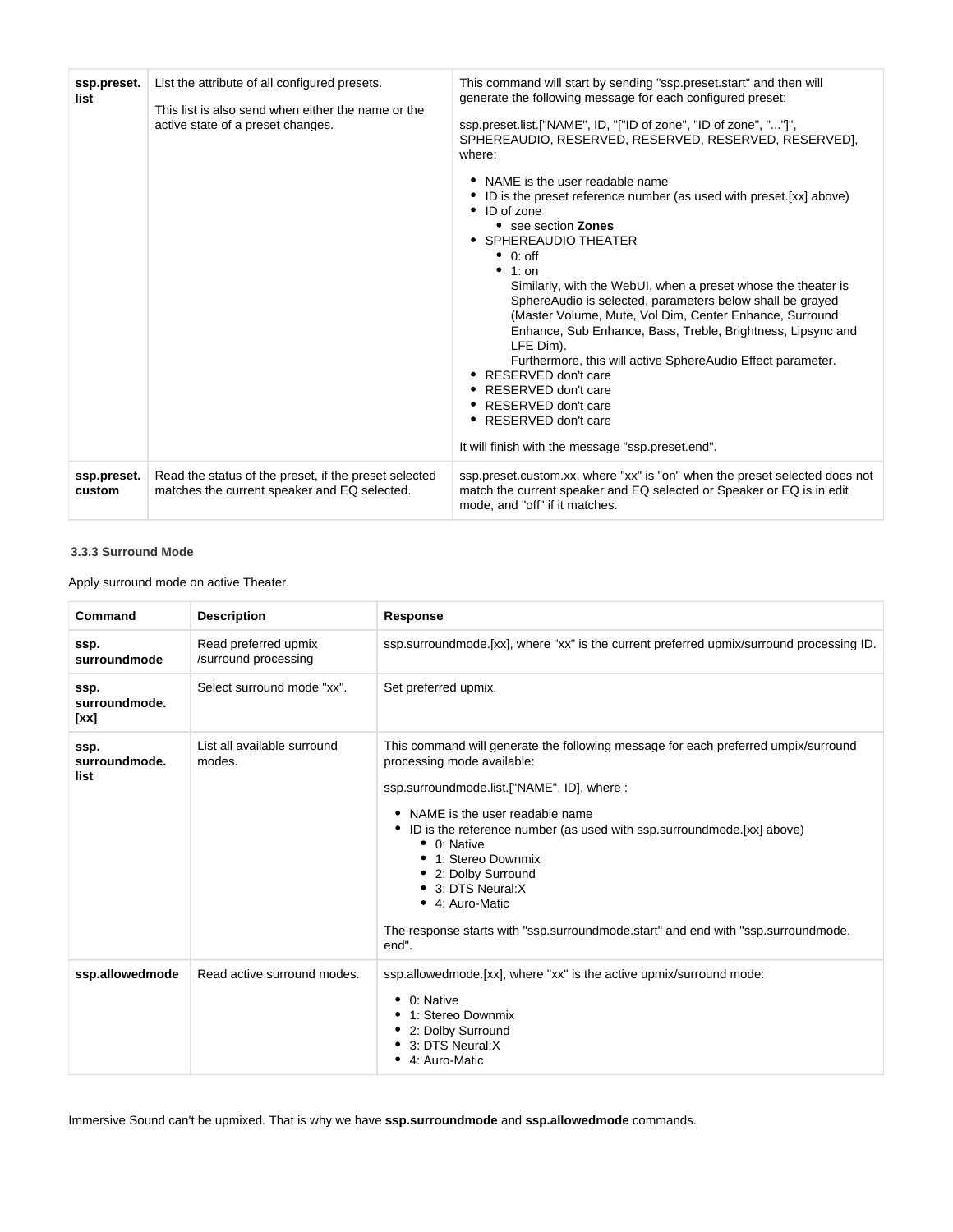| | | |
|---|---|---|
| **ssp.preset.list** | List the attribute of all configured presets.<br><br>This list is also send when either the name or the active state of a preset changes. | This command will start by sending "ssp.preset.start" and then will generate the following message for each configured preset:<br><br>ssp.preset.list.["NAME", ID, "["ID of zone", "ID of zone", "..."]", SPHEREAUDIO, RESERVED, RESERVED, RESERVED, RESERVED], where:<br><br>• NAME is the user readable name<br>• ID is the preset reference number (as used with preset.[xx] above)<br>• ID of zone<br>&nbsp;&nbsp;&nbsp;&nbsp;• see section **Zones**<br>• SPHEREAUDIO THEATER<br>&nbsp;&nbsp;&nbsp;&nbsp;• 0: off<br>&nbsp;&nbsp;&nbsp;&nbsp;• 1: on<br>&nbsp;&nbsp;&nbsp;&nbsp;Similarly, with the WebUI, when a preset whose the theater is SphereAudio is selected, parameters below shall be grayed (Master Volume, Mute, Vol Dim, Center Enhance, Surround Enhance, Sub Enhance, Bass, Treble, Brightness, Lipsync and LFE Dim).<br>&nbsp;&nbsp;&nbsp;&nbsp;Furthermore, this will active SphereAudio Effect parameter.<br>• RESERVED don't care<br>• RESERVED don't care<br>• RESERVED don't care<br>• RESERVED don't care<br><br>It will finish with the message "ssp.preset.end". |
| **ssp.preset.custom** | Read the status of the preset, if the preset selected matches the current speaker and EQ selected. | ssp.preset.custom.xx, where "xx" is "on" when the preset selected does not match the current speaker and EQ selected or Speaker or EQ is in edit mode, and "off" if it matches. |

### 3.3.3 Surround Mode

Apply surround mode on active Theater.

| Command | Description | Response |
|---|---|---|
| **ssp.surroundmode** | Read preferred upmix /surround processing | ssp.surroundmode.[xx], where "xx" is the current preferred upmix/surround processing ID. |
| **ssp.surroundmode.[xx]** | Select surround mode "xx". | Set preferred upmix. |
| **ssp.surroundmode.list** | List all available surround modes. | This command will generate the following message for each preferred umpix/surround processing mode available:<br><br>ssp.surroundmode.list.["NAME", ID], where :<br><br>• NAME is the user readable name<br>• ID is the reference number (as used with ssp.surroundmode.[xx] above)<br>&nbsp;&nbsp;&nbsp;&nbsp;• 0: Native<br>&nbsp;&nbsp;&nbsp;&nbsp;• 1: Stereo Downmix<br>&nbsp;&nbsp;&nbsp;&nbsp;• 2: Dolby Surround<br>&nbsp;&nbsp;&nbsp;&nbsp;• 3: DTS Neural:X<br>&nbsp;&nbsp;&nbsp;&nbsp;• 4: Auro-Matic<br><br>The response starts with "ssp.surroundmode.start" and end with "ssp.surroundmode.end". |
| **ssp.allowedmode** | Read active surround modes. | ssp.allowedmode.[xx], where "xx" is the active upmix/surround mode:<br><br>• 0: Native<br>• 1: Stereo Downmix<br>• 2: Dolby Surround<br>• 3: DTS Neural:X<br>• 4: Auro-Matic |

Immersive Sound can't be upmixed. That is why we have **ssp.surroundmode** and **ssp.allowedmode** commands.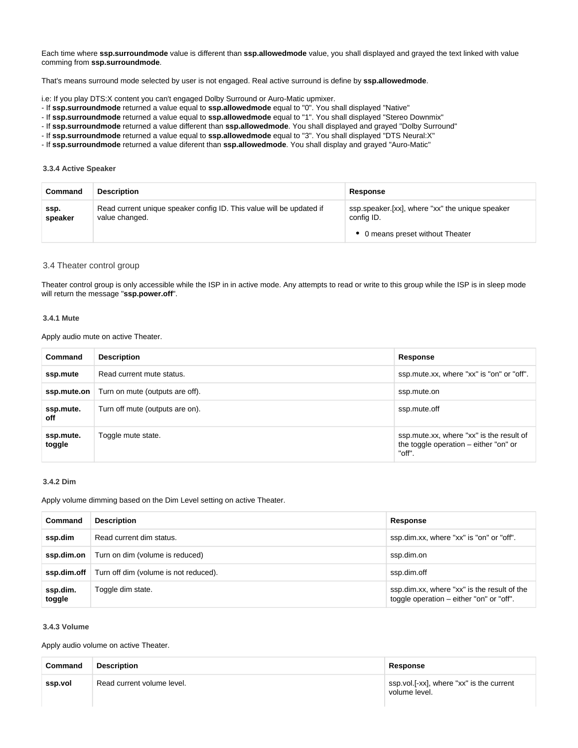Each time where **ssp.surroundmode** value is different than **ssp.allowedmode** value, you shall displayed and grayed the text linked with value comming from **ssp.surroundmode**.

That's means surround mode selected by user is not engaged. Real active surround is define by **ssp.allowedmode**.

i.e: If you play DTS:X content you can't engaged Dolby Surround or Auro-Matic upmixer.
- If **ssp.surroundmode** returned a value equal to **ssp.allowedmode** equal to "0". You shall displayed "Native"
- If **ssp.surroundmode** returned a value equal to **ssp.allowedmode** equal to "1". You shall displayed "Stereo Downmix"
- If **ssp.surroundmode** returned a value different than **ssp.allowedmode**. You shall displayed and grayed "Dolby Surround"
- If **ssp.surroundmode** returned a value equal to **ssp.allowedmode** equal to "3". You shall displayed "DTS Neural:X"
- If **ssp.surroundmode** returned a value diferent than **ssp.allowedmode**. You shall display and grayed "Auro-Matic"

#### 3.3.4 Active Speaker

| Command | Description | Response |
|---|---|---|
| **ssp.speaker** | Read current unique speaker config ID. This value will be updated if value changed. | ssp.speaker.[xx], where "xx" the unique speaker config ID. <br> • 0 means preset without Theater |

### 3.4 Theater control group

Theater control group is only accessible while the ISP in in active mode. Any attempts to read or write to this group while the ISP is in sleep mode will return the message "**ssp.power.off**".

#### 3.4.1 Mute

Apply audio mute on active Theater.

| Command | Description | Response |
|---|---|---|
| **ssp.mute** | Read current mute status. | ssp.mute.xx, where "xx" is "on" or "off". |
| **ssp.mute.on** | Turn on mute (outputs are off). | ssp.mute.on |
| **ssp.mute.off** | Turn off mute (outputs are on). | ssp.mute.off |
| **ssp.mute.toggle** | Toggle mute state. | ssp.mute.xx, where "xx" is the result of the toggle operation – either "on" or "off". |

#### 3.4.2 Dim

Apply volume dimming based on the Dim Level setting on active Theater.

| Command | Description | Response |
|---|---|---|
| **ssp.dim** | Read current dim status. | ssp.dim.xx, where "xx" is "on" or "off". |
| **ssp.dim.on** | Turn on dim (volume is reduced) | ssp.dim.on |
| **ssp.dim.off** | Turn off dim (volume is not reduced). | ssp.dim.off |
| **ssp.dim.toggle** | Toggle dim state. | ssp.dim.xx, where "xx" is the result of the toggle operation – either "on" or "off". |

#### 3.4.3 Volume

Apply audio volume on active Theater.

| Command | Description | Response |
|---|---|---|
| **ssp.vol** | Read current volume level. | ssp.vol.[-xx], where "xx" is the current volume level. |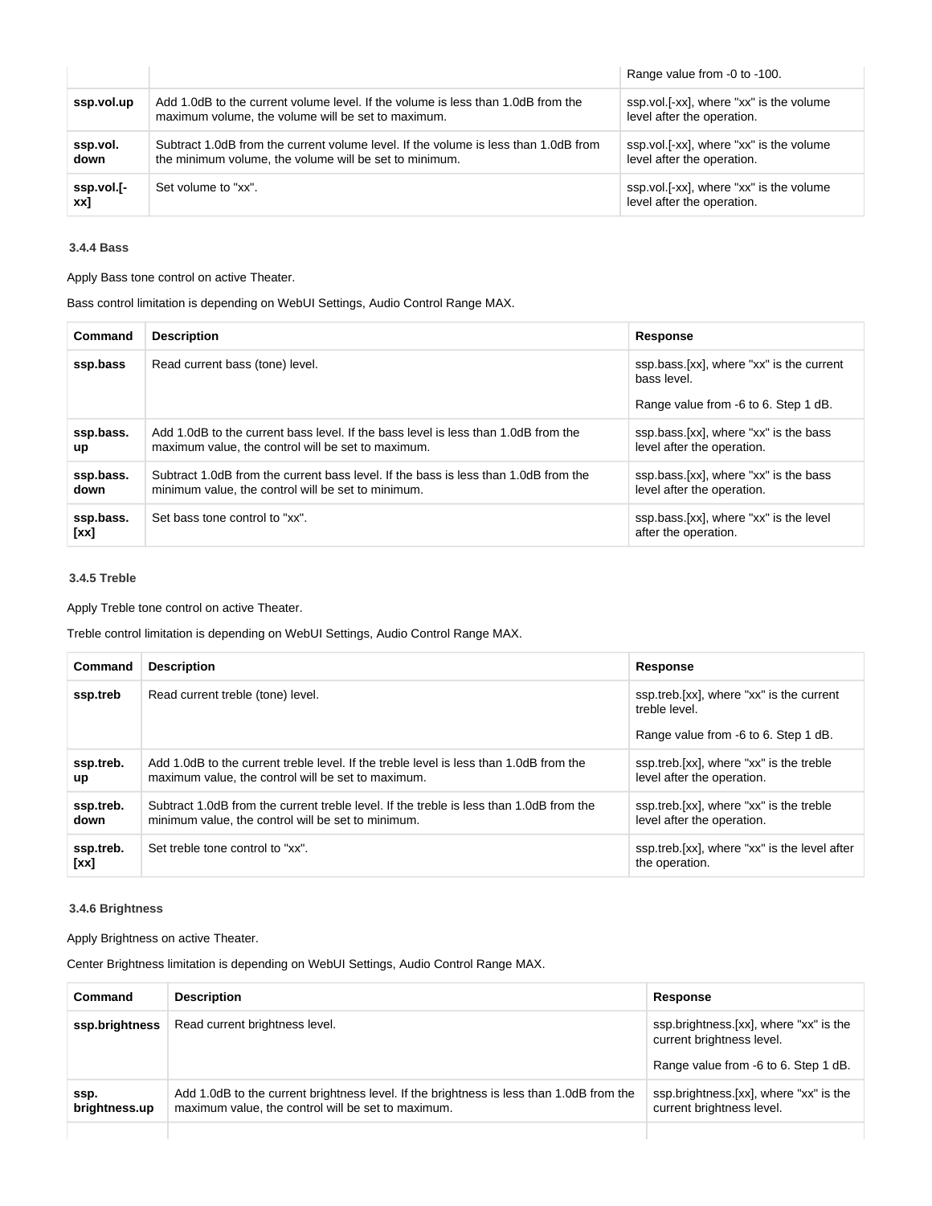| | | Range value from -0 to -100. |
|---|---|---|
| **ssp.vol.up** | Add 1.0dB to the current volume level. If the volume is less than 1.0dB from the maximum volume, the volume will be set to maximum. | ssp.vol.[-xx], where "xx" is the volume level after the operation. |
| **ssp.vol.down** | Subtract 1.0dB from the current volume level. If the volume is less than 1.0dB from the minimum volume, the volume will be set to minimum. | ssp.vol.[-xx], where "xx" is the volume level after the operation. |
| **ssp.vol.[-xx]** | Set volume to "xx". | ssp.vol.[-xx], where "xx" is the volume level after the operation. |

#### 3.4.4 Bass

Apply Bass tone control on active Theater.

Bass control limitation is depending on WebUI Settings, Audio Control Range MAX.

| Command | Description | Response |
|---|---|---|
| **ssp.bass** | Read current bass (tone) level. | ssp.bass.[xx], where "xx" is the current bass level.<br><br>Range value from -6 to 6. Step 1 dB. |
| **ssp.bass.up** | Add 1.0dB to the current bass level. If the bass level is less than 1.0dB from the maximum value, the control will be set to maximum. | ssp.bass.[xx], where "xx" is the bass level after the operation. |
| **ssp.bass.down** | Subtract 1.0dB from the current bass level. If the bass is less than 1.0dB from the minimum value, the control will be set to minimum. | ssp.bass.[xx], where "xx" is the bass level after the operation. |
| **ssp.bass.[xx]** | Set bass tone control to "xx". | ssp.bass.[xx], where "xx" is the level after the operation. |

#### 3.4.5 Treble

Apply Treble tone control on active Theater.

Treble control limitation is depending on WebUI Settings, Audio Control Range MAX.

| Command | Description | Response |
|---|---|---|
| **ssp.treb** | Read current treble (tone) level. | ssp.treb.[xx], where "xx" is the current treble level.<br><br>Range value from -6 to 6. Step 1 dB. |
| **ssp.treb.up** | Add 1.0dB to the current treble level. If the treble level is less than 1.0dB from the maximum value, the control will be set to maximum. | ssp.treb.[xx], where "xx" is the treble level after the operation. |
| **ssp.treb.down** | Subtract 1.0dB from the current treble level. If the treble is less than 1.0dB from the minimum value, the control will be set to minimum. | ssp.treb.[xx], where "xx" is the treble level after the operation. |
| **ssp.treb.[xx]** | Set treble tone control to "xx". | ssp.treb.[xx], where "xx" is the level after the operation. |

#### 3.4.6 Brightness

Apply Brightness on active Theater.

Center Brightness limitation is depending on WebUI Settings, Audio Control Range MAX.

| Command | Description | Response |
|---|---|---|
| **ssp.brightness** | Read current brightness level. | ssp.brightness.[xx], where "xx" is the current brightness level.<br><br>Range value from -6 to 6. Step 1 dB. |
| **ssp.brightness.up** | Add 1.0dB to the current brightness level. If the brightness is less than 1.0dB from the maximum value, the control will be set to maximum. | ssp.brightness.[xx], where "xx" is the current brightness level. |
| | | |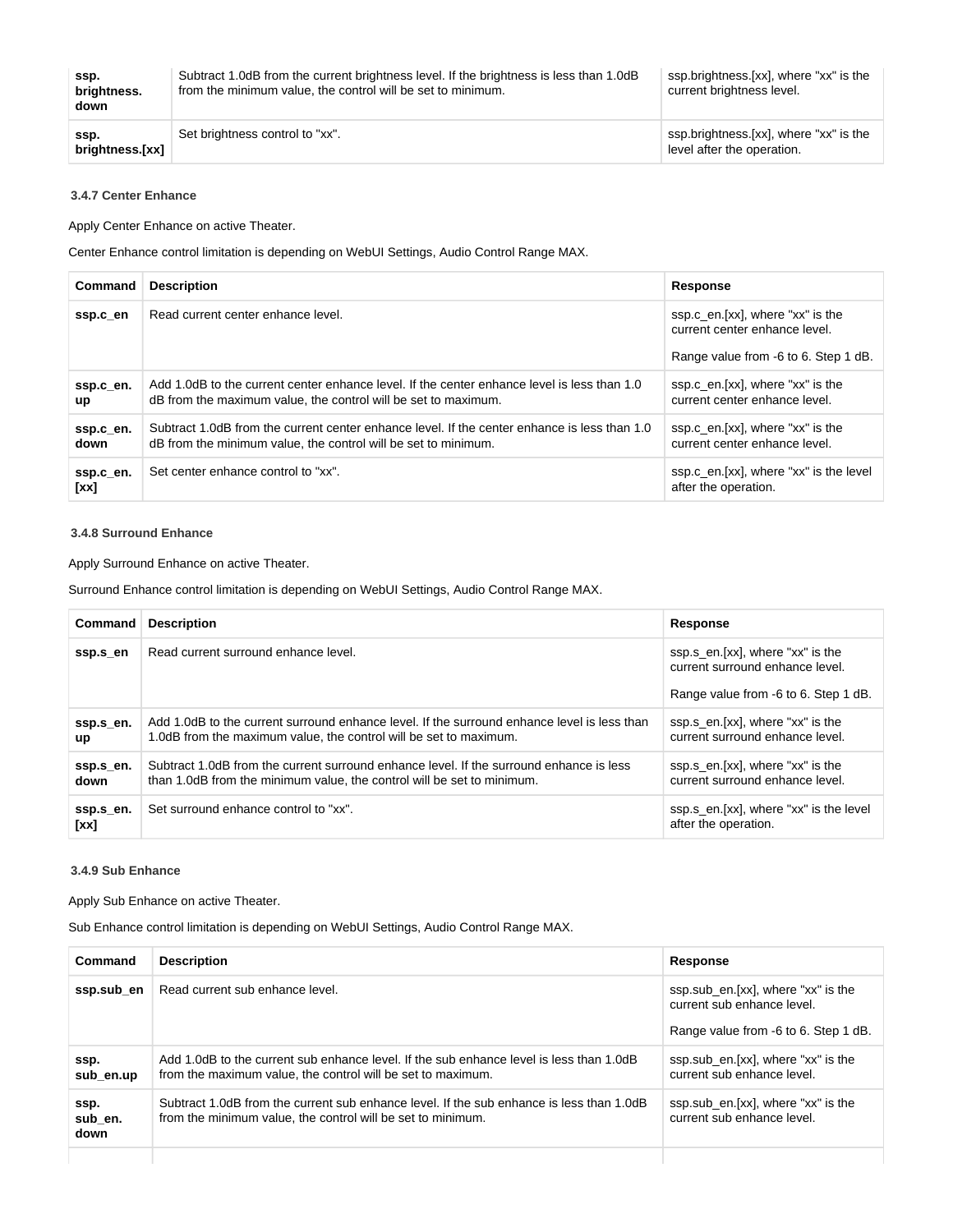| ssp.brightness.down | Subtract 1.0dB from the current brightness level. If the brightness is less than 1.0dB from the minimum value, the control will be set to minimum. | ssp.brightness.[xx], where "xx" is the current brightness level. |
|---|---|---|
| ssp.brightness.[xx] | Set brightness control to "xx". | ssp.brightness.[xx], where "xx" is the level after the operation. |

### 3.4.7 Center Enhance

Apply Center Enhance on active Theater.

Center Enhance control limitation is depending on WebUI Settings, Audio Control Range MAX.

| Command | Description | Response |
|---|---|---|
| **ssp.c_en** | Read current center enhance level. | ssp.c_en.[xx], where "xx" is the current center enhance level.<br><br>Range value from -6 to 6. Step 1 dB. |
| **ssp.c_en.up** | Add 1.0dB to the current center enhance level. If the center enhance level is less than 1.0 dB from the maximum value, the control will be set to maximum. | ssp.c_en.[xx], where "xx" is the current center enhance level. |
| **ssp.c_en.down** | Subtract 1.0dB from the current center enhance level. If the center enhance is less than 1.0 dB from the minimum value, the control will be set to minimum. | ssp.c_en.[xx], where "xx" is the current center enhance level. |
| **ssp.c_en.[xx]** | Set center enhance control to "xx". | ssp.c_en.[xx], where "xx" is the level after the operation. |

### 3.4.8 Surround Enhance

Apply Surround Enhance on active Theater.

Surround Enhance control limitation is depending on WebUI Settings, Audio Control Range MAX.

| Command | Description | Response |
|---|---|---|
| **ssp.s_en** | Read current surround enhance level. | ssp.s_en.[xx], where "xx" is the current surround enhance level.<br><br>Range value from -6 to 6. Step 1 dB. |
| **ssp.s_en.up** | Add 1.0dB to the current surround enhance level. If the surround enhance level is less than 1.0dB from the maximum value, the control will be set to maximum. | ssp.s_en.[xx], where "xx" is the current surround enhance level. |
| **ssp.s_en.down** | Subtract 1.0dB from the current surround enhance level. If the surround enhance is less than 1.0dB from the minimum value, the control will be set to minimum. | ssp.s_en.[xx], where "xx" is the current surround enhance level. |
| **ssp.s_en.[xx]** | Set surround enhance control to "xx". | ssp.s_en.[xx], where "xx" is the level after the operation. |

### 3.4.9 Sub Enhance

Apply Sub Enhance on active Theater.

Sub Enhance control limitation is depending on WebUI Settings, Audio Control Range MAX.

| Command | Description | Response |
|---|---|---|
| **ssp.sub_en** | Read current sub enhance level. | ssp.sub_en.[xx], where "xx" is the current sub enhance level.<br><br>Range value from -6 to 6. Step 1 dB. |
| **ssp.sub_en.up** | Add 1.0dB to the current sub enhance level. If the sub enhance level is less than 1.0dB from the maximum value, the control will be set to maximum. | ssp.sub_en.[xx], where "xx" is the current sub enhance level. |
| **ssp.sub_en.down** | Subtract 1.0dB from the current sub enhance level. If the sub enhance is less than 1.0dB from the minimum value, the control will be set to minimum. | ssp.sub_en.[xx], where "xx" is the current sub enhance level. |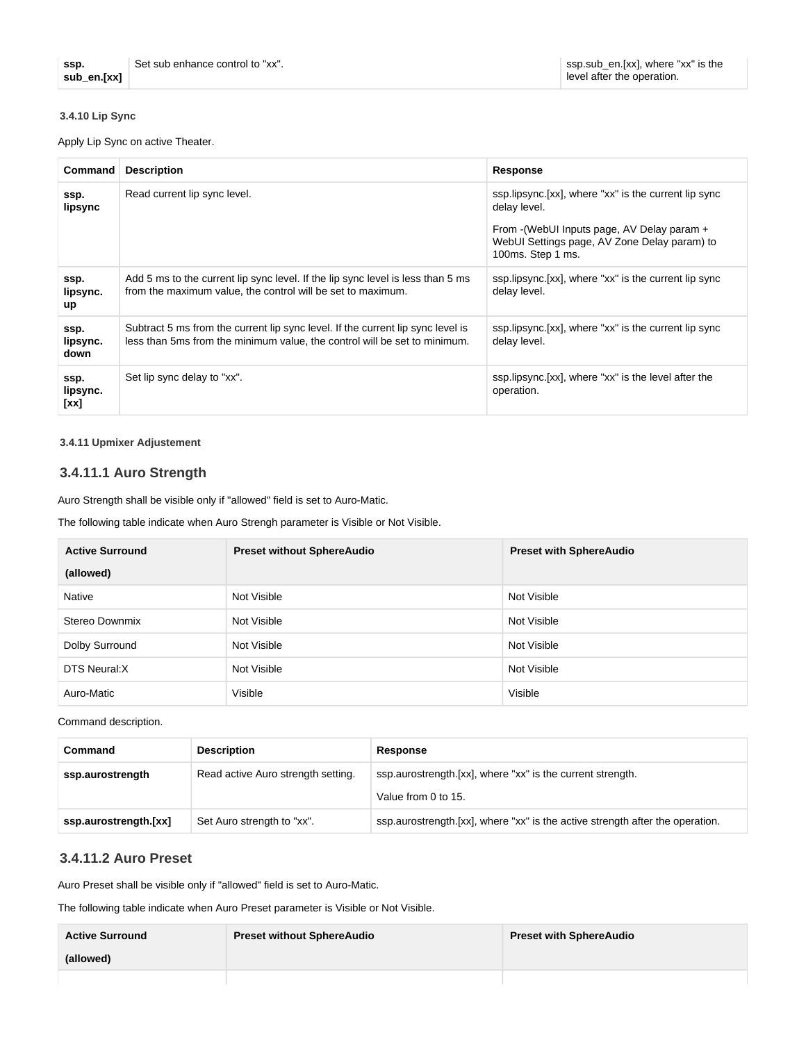| ssp. sub_en.[xx] | Set sub enhance control to "xx". | ssp.sub_en.[xx], where "xx" is the level after the operation. |
|---|---|---|

**3.4.10 Lip Sync**

Apply Lip Sync on active Theater.

| Command | Description | Response |
|---|---|---|
| **ssp. lipsync** | Read current lip sync level. | ssp.lipsync.[xx], where "xx" is the current lip sync delay level.<br><br>From -(WebUI Inputs page, AV Delay param + WebUI Settings page, AV Zone Delay param) to 100ms. Step 1 ms. |
| **ssp. lipsync. up** | Add 5 ms to the current lip sync level. If the lip sync level is less than 5 ms from the maximum value, the control will be set to maximum. | ssp.lipsync.[xx], where "xx" is the current lip sync delay level. |
| **ssp. lipsync. down** | Subtract 5 ms from the current lip sync level. If the current lip sync level is less than 5ms from the minimum value, the control will be set to minimum. | ssp.lipsync.[xx], where "xx" is the current lip sync delay level. |
| **ssp. lipsync. [xx]** | Set lip sync delay to "xx". | ssp.lipsync.[xx], where "xx" is the level after the operation. |

**3.4.11 Upmixer Adjustement**

### 3.4.11.1 Auro Strength

Auro Strength shall be visible only if "allowed" field is set to Auro-Matic.

The following table indicate when Auro Strengh parameter is Visible or Not Visible.

| Active Surround (allowed) | Preset without SphereAudio | Preset with SphereAudio |
|---|---|---|
| Native | Not Visible | Not Visible |
| Stereo Downmix | Not Visible | Not Visible |
| Dolby Surround | Not Visible | Not Visible |
| DTS Neural:X | Not Visible | Not Visible |
| Auro-Matic | Visible | Visible |

Command description.

| Command | Description | Response |
|---|---|---|
| **ssp.aurostrength** | Read active Auro strength setting. | ssp.aurostrength.[xx], where "xx" is the current strength.<br><br>Value from 0 to 15. |
| **ssp.aurostrength.[xx]** | Set Auro strength to "xx". | ssp.aurostrength.[xx], where "xx" is the active strength after the operation. |

### 3.4.11.2 Auro Preset

Auro Preset shall be visible only if "allowed" field is set to Auro-Matic.

The following table indicate when Auro Preset parameter is Visible or Not Visible.

| Active Surround (allowed) | Preset without SphereAudio | Preset with SphereAudio |
|---|---|---|
| | | |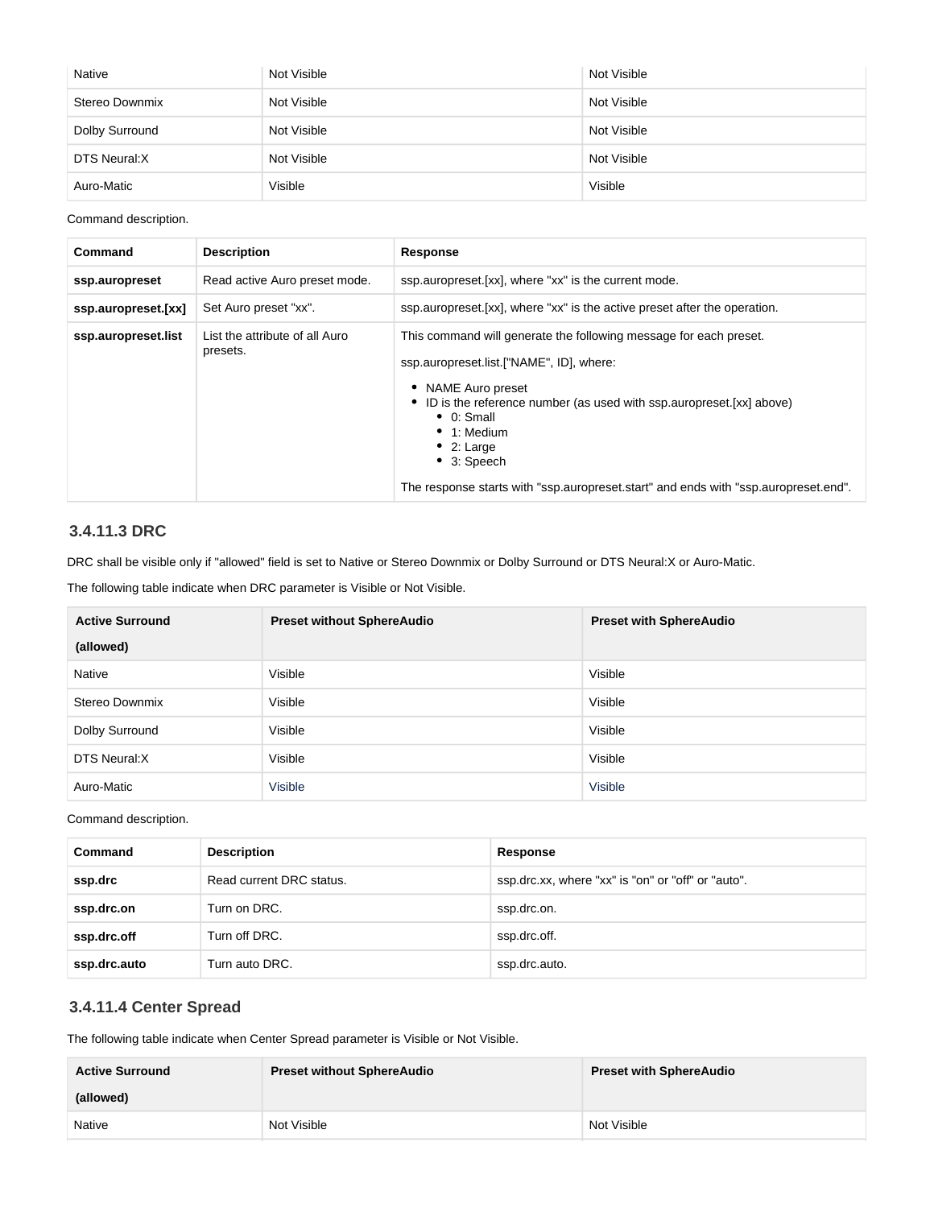| Native | Not Visible | Not Visible |
|---|---|---|
| Stereo Downmix | Not Visible | Not Visible |
| Dolby Surround | Not Visible | Not Visible |
| DTS Neural:X | Not Visible | Not Visible |
| Auro-Matic | Visible | Visible |

Command description.

| Command | Description | Response |
|---|---|---|
| **ssp.auropreset** | Read active Auro preset mode. | ssp.auropreset.[xx], where "xx" is the current mode. |
| **ssp.auropreset.[xx]** | Set Auro preset "xx". | ssp.auropreset.[xx], where "xx" is the active preset after the operation. |
| **ssp.auropreset.list** | List the attribute of all Auro presets. | This command will generate the following message for each preset.<br><br>ssp.auropreset.list.["NAME", ID], where:<br><br>• NAME Auro preset<br>• ID is the reference number (as used with ssp.auropreset.[xx] above)<br>&nbsp;&nbsp;• 0: Small<br>&nbsp;&nbsp;• 1: Medium<br>&nbsp;&nbsp;• 2: Large<br>&nbsp;&nbsp;• 3: Speech<br><br>The response starts with "ssp.auropreset.start" and ends with "ssp.auropreset.end". |

### 3.4.11.3 DRC

DRC shall be visible only if "allowed" field is set to Native or Stereo Downmix or Dolby Surround or DTS Neural:X or Auro-Matic.

The following table indicate when DRC parameter is Visible or Not Visible.

| Active Surround (allowed) | Preset without SphereAudio | Preset with SphereAudio |
|---|---|---|
| Native | Visible | Visible |
| Stereo Downmix | Visible | Visible |
| Dolby Surround | Visible | Visible |
| DTS Neural:X | Visible | Visible |
| Auro-Matic | Visible | Visible |

Command description.

| Command | Description | Response |
|---|---|---|
| **ssp.drc** | Read current DRC status. | ssp.drc.xx, where "xx" is "on" or "off" or "auto". |
| **ssp.drc.on** | Turn on DRC. | ssp.drc.on. |
| **ssp.drc.off** | Turn off DRC. | ssp.drc.off. |
| **ssp.drc.auto** | Turn auto DRC. | ssp.drc.auto. |

### 3.4.11.4 Center Spread

The following table indicate when Center Spread parameter is Visible or Not Visible.

| Active Surround (allowed) | Preset without SphereAudio | Preset with SphereAudio |
|---|---|---|
| Native | Not Visible | Not Visible |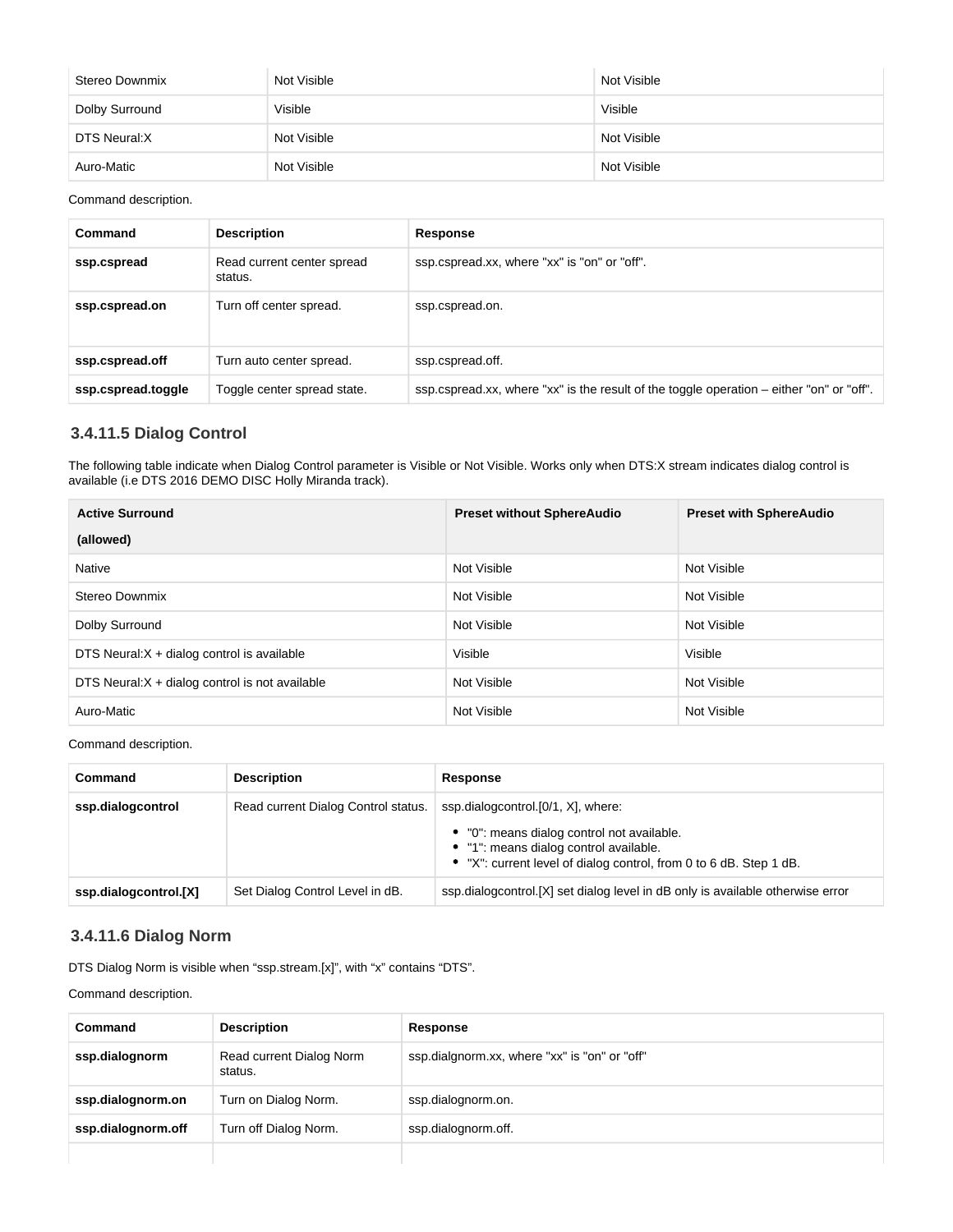| Stereo Downmix | Not Visible | Not Visible |
|---|---|---|
| Dolby Surround | Visible | Visible |
| DTS Neural:X | Not Visible | Not Visible |
| Auro-Matic | Not Visible | Not Visible |

Command description.

| Command | Description | Response |
|---|---|---|
| **ssp.cspread** | Read current center spread status. | ssp.cspread.xx, where "xx" is "on" or "off". |
| **ssp.cspread.on** | Turn off center spread. | ssp.cspread.on. |
| **ssp.cspread.off** | Turn auto center spread. | ssp.cspread.off. |
| **ssp.cspread.toggle** | Toggle center spread state. | ssp.cspread.xx, where "xx" is the result of the toggle operation – either "on" or "off". |

### 3.4.11.5 Dialog Control

The following table indicate when Dialog Control parameter is Visible or Not Visible. Works only when DTS:X stream indicates dialog control is available (i.e DTS 2016 DEMO DISC Holly Miranda track).

| Active Surround (allowed) | Preset without SphereAudio | Preset with SphereAudio |
|---|---|---|
| Native | Not Visible | Not Visible |
| Stereo Downmix | Not Visible | Not Visible |
| Dolby Surround | Not Visible | Not Visible |
| DTS Neural:X + dialog control is available | Visible | Visible |
| DTS Neural:X + dialog control is not available | Not Visible | Not Visible |
| Auro-Matic | Not Visible | Not Visible |

Command description.

| Command | Description | Response |
|---|---|---|
| **ssp.dialogcontrol** | Read current Dialog Control status. | ssp.dialogcontrol.[0/1, X], where: <br>• "0": means dialog control not available. <br>• "1": means dialog control available. <br>• "X": current level of dialog control, from 0 to 6 dB. Step 1 dB. |
| **ssp.dialogcontrol.[X]** | Set Dialog Control Level in dB. | ssp.dialogcontrol.[X] set dialog level in dB only is available otherwise error |

### 3.4.11.6 Dialog Norm

DTS Dialog Norm is visible when “ssp.stream.[x]”, with “x” contains “DTS”.

Command description.

| Command | Description | Response |
|---|---|---|
| **ssp.dialognorm** | Read current Dialog Norm status. | ssp.dialgnorm.xx, where "xx" is "on" or "off" |
| **ssp.dialognorm.on** | Turn on Dialog Norm. | ssp.dialognorm.on. |
| **ssp.dialognorm.off** | Turn off Dialog Norm. | ssp.dialognorm.off. |
| | | |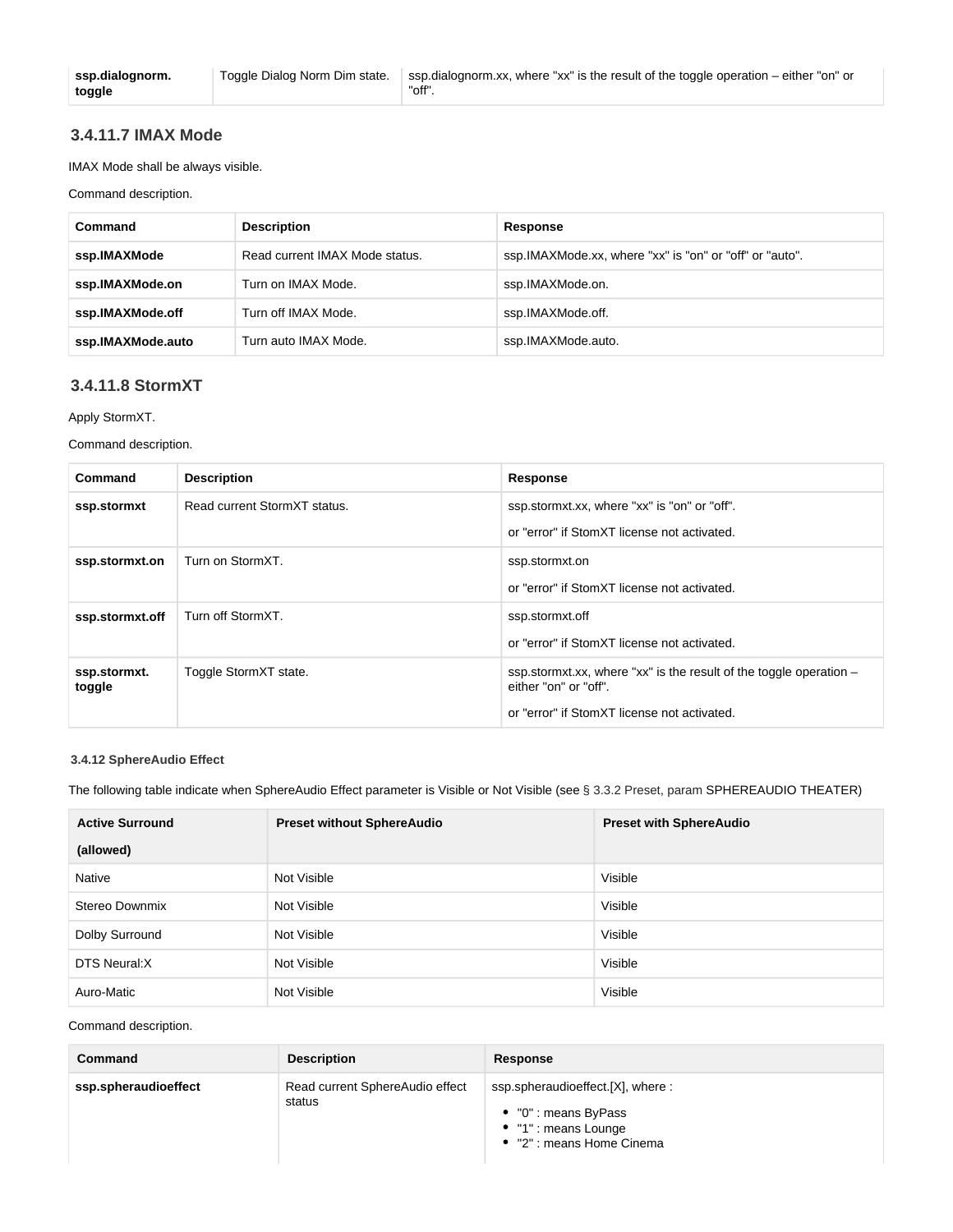| ssp.dialognorm.toggle | Toggle Dialog Norm Dim state. | ssp.dialognorm.xx, where "xx" is the result of the toggle operation – either "on" or "off". |
|---|---|---|

### 3.4.11.7 IMAX Mode

IMAX Mode shall be always visible.

Command description.

| Command | Description | Response |
|---|---|---|
| **ssp.IMAXMode** | Read current IMAX Mode status. | ssp.IMAXMode.xx, where "xx" is "on" or "off" or "auto". |
| **ssp.IMAXMode.on** | Turn on IMAX Mode. | ssp.IMAXMode.on. |
| **ssp.IMAXMode.off** | Turn off IMAX Mode. | ssp.IMAXMode.off. |
| **ssp.IMAXMode.auto** | Turn auto IMAX Mode. | ssp.IMAXMode.auto. |

### 3.4.11.8 StormXT

Apply StormXT.

Command description.

| Command | Description | Response |
|---|---|---|
| **ssp.stormxt** | Read current StormXT status. | ssp.stormxt.xx, where "xx" is "on" or "off".<br>or "error" if StomXT license not activated. |
| **ssp.stormxt.on** | Turn on StormXT. | ssp.stormxt.on<br>or "error" if StomXT license not activated. |
| **ssp.stormxt.off** | Turn off StormXT. | ssp.stormxt.off<br>or "error" if StomXT license not activated. |
| **ssp.stormxt.toggle** | Toggle StormXT state. | ssp.stormxt.xx, where "xx" is the result of the toggle operation – either "on" or "off".<br>or "error" if StomXT license not activated. |

#### 3.4.12 SphereAudio Effect

The following table indicate when SphereAudio Effect parameter is Visible or Not Visible (see § 3.3.2 Preset, param SPHEREAUDIO THEATER)

| Active Surround (allowed) | Preset without SphereAudio | Preset with SphereAudio |
|---|---|---|
| Native | Not Visible | Visible |
| Stereo Downmix | Not Visible | Visible |
| Dolby Surround | Not Visible | Visible |
| DTS Neural:X | Not Visible | Visible |
| Auro-Matic | Not Visible | Visible |

Command description.

| Command | Description | Response |
|---|---|---|
| **ssp.spheraudioeffect** | Read current SphereAudio effect status | ssp.spheraudioeffect.[X], where :<br>• "0" : means ByPass<br>• "1" : means Lounge<br>• "2" : means Home Cinema |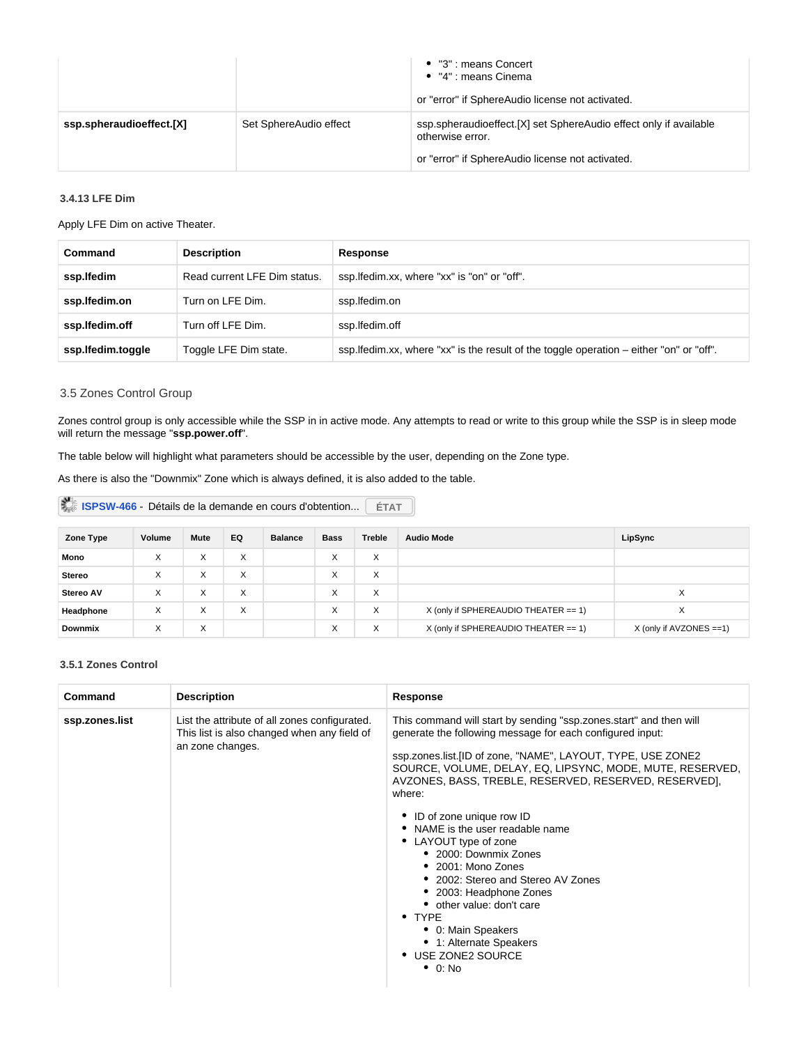| | | <ul><li>"3" : means Concert</li><li>"4" : means Cinema</li></ul>or "error" if SphereAudio license not activated. |
|---|---|---|
| **ssp.spheraudioeffect.[X]** | Set SphereAudio effect | ssp.spheraudioeffect.[X] set SphereAudio effect only if available otherwise error.<br><br>or "error" if SphereAudio license not activated. |

#### 3.4.13 LFE Dim

Apply LFE Dim on active Theater.

| Command | Description | Response |
|---|---|---|
| **ssp.lfedim** | Read current LFE Dim status. | ssp.lfedim.xx, where "xx" is "on" or "off". |
| **ssp.lfedim.on** | Turn on LFE Dim. | ssp.lfedim.on |
| **ssp.lfedim.off** | Turn off LFE Dim. | ssp.lfedim.off |
| **ssp.lfedim.toggle** | Toggle LFE Dim state. | ssp.lfedim.xx, where "xx" is the result of the toggle operation – either "on" or "off". |

### 3.5 Zones Control Group

Zones control group is only accessible while the SSP in in active mode. Any attempts to read or write to this group while the SSP is in sleep mode will return the message "**ssp.power.off**".

The table below will highlight what parameters should be accessible by the user, depending on the Zone type.

As there is also the "Downmix" Zone which is always defined, it is also added to the table.

ISPSW-466 - Détails de la demande en cours d'obtention... ÉTAT

| Zone Type | Volume | Mute | EQ | Balance | Bass | Treble | Audio Mode | LipSync |
|---|---|---|---|---|---|---|---|---|
| **Mono** | X | X | X | | X | X | | |
| **Stereo** | X | X | X | | X | X | | |
| **Stereo AV** | X | X | X | | X | X | | X |
| **Headphone** | X | X | X | | X | X | X (only if SPHEREAUDIO THEATER == 1) | X |
| **Downmix** | X | X | | | X | X | X (only if SPHEREAUDIO THEATER == 1) | X (only if AVZONES ==1) |

#### 3.5.1 Zones Control

| Command | Description | Response |
|---|---|---|
| **ssp.zones.list** | List the attribute of all zones configurated. This list is also changed when any field of an zone changes. | This command will start by sending "ssp.zones.start" and then will generate the following message for each configured input:<br><br>ssp.zones.list.[ID of zone, "NAME", LAYOUT, TYPE, USE ZONE2 SOURCE, VOLUME, DELAY, EQ, LIPSYNC, MODE, MUTE, RESERVED, AVZONES, BASS, TREBLE, RESERVED, RESERVED, RESERVED], where:<br><ul><li>ID of zone unique row ID</li><li>NAME is the user readable name</li><li>LAYOUT type of zone<ul><li>2000: Downmix Zones</li><li>2001: Mono Zones</li><li>2002: Stereo and Stereo AV Zones</li><li>2003: Headphone Zones</li><li>other value: don't care</li></ul></li><li>TYPE<ul><li>0: Main Speakers</li><li>1: Alternate Speakers</li></ul></li><li>USE ZONE2 SOURCE<ul><li>0: No</li></ul></li></ul> |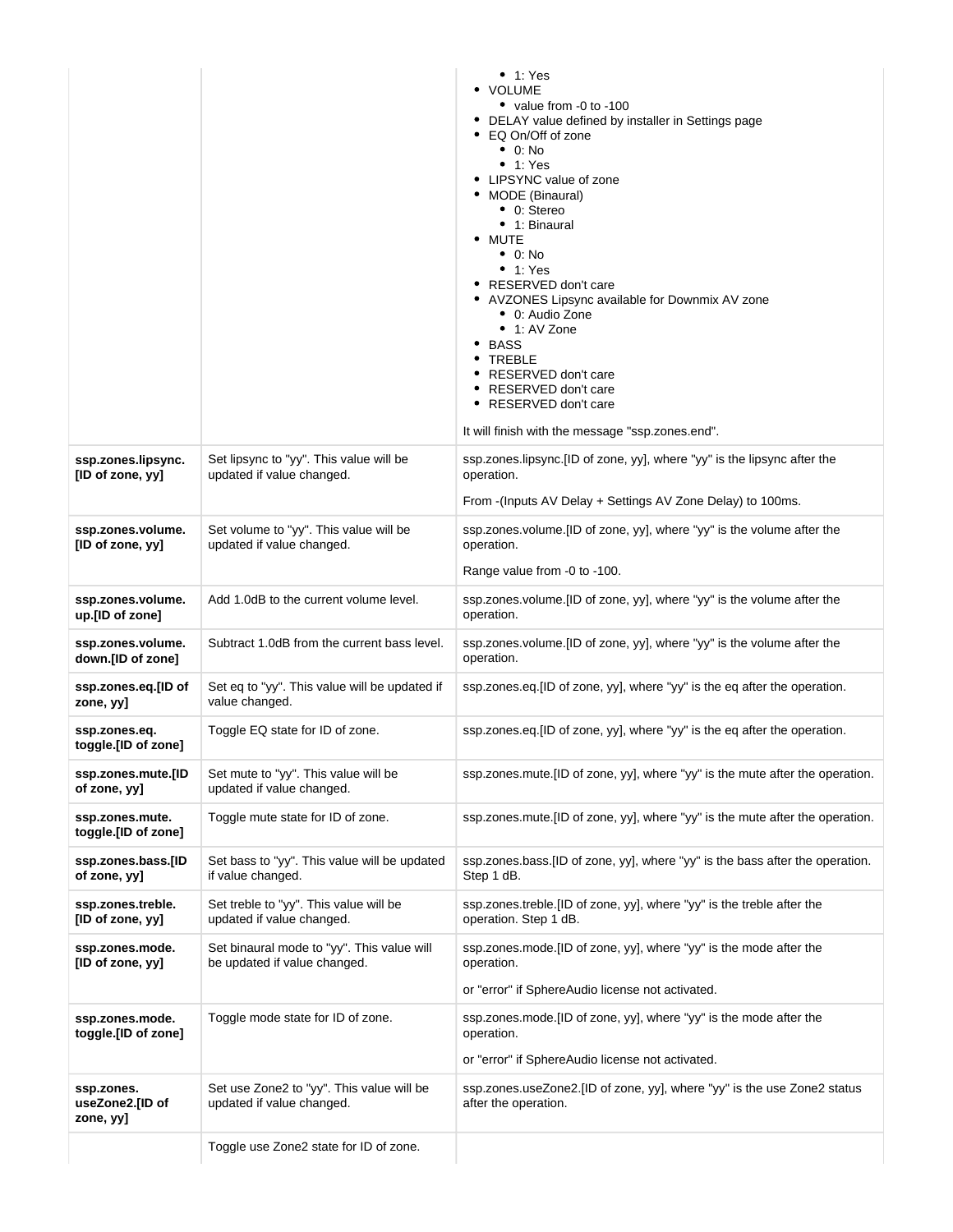| | | • 1: Yes<br>• VOLUME<br>  • value from -0 to -100<br>• DELAY value defined by installer in Settings page<br>• EQ On/Off of zone<br>  • 0: No<br>  • 1: Yes<br>• LIPSYNC value of zone<br>• MODE (Binaural)<br>  • 0: Stereo<br>  • 1: Binaural<br>• MUTE<br>  • 0: No<br>  • 1: Yes<br>• RESERVED don't care<br>• AVZONES Lipsync available for Downmix AV zone<br>  • 0: Audio Zone<br>  • 1: AV Zone<br>• BASS<br>• TREBLE<br>• RESERVED don't care<br>• RESERVED don't care<br>• RESERVED don't care<br><br>It will finish with the message "ssp.zones.end". |
|---|---|---|
| **ssp.zones.lipsync.[ID of zone, yy]** | Set lipsync to "yy". This value will be updated if value changed. | ssp.zones.lipsync.[ID of zone, yy], where "yy" is the lipsync after the operation.<br><br>From -(Inputs AV Delay + Settings AV Zone Delay) to 100ms. |
| **ssp.zones.volume.[ID of zone, yy]** | Set volume to "yy". This value will be updated if value changed. | ssp.zones.volume.[ID of zone, yy], where "yy" is the volume after the operation.<br><br>Range value from -0 to -100. |
| **ssp.zones.volume.up.[ID of zone]** | Add 1.0dB to the current volume level. | ssp.zones.volume.[ID of zone, yy], where "yy" is the volume after the operation. |
| **ssp.zones.volume.down.[ID of zone]** | Subtract 1.0dB from the current bass level. | ssp.zones.volume.[ID of zone, yy], where "yy" is the volume after the operation. |
| **ssp.zones.eq.[ID of zone, yy]** | Set eq to "yy". This value will be updated if value changed. | ssp.zones.eq.[ID of zone, yy], where "yy" is the eq after the operation. |
| **ssp.zones.eq.toggle.[ID of zone]** | Toggle EQ state for ID of zone. | ssp.zones.eq.[ID of zone, yy], where "yy" is the eq after the operation. |
| **ssp.zones.mute.[ID of zone, yy]** | Set mute to "yy". This value will be updated if value changed. | ssp.zones.mute.[ID of zone, yy], where "yy" is the mute after the operation. |
| **ssp.zones.mute.toggle.[ID of zone]** | Toggle mute state for ID of zone. | ssp.zones.mute.[ID of zone, yy], where "yy" is the mute after the operation. |
| **ssp.zones.bass.[ID of zone, yy]** | Set bass to "yy". This value will be updated if value changed. | ssp.zones.bass.[ID of zone, yy], where "yy" is the bass after the operation. Step 1 dB. |
| **ssp.zones.treble.[ID of zone, yy]** | Set treble to "yy". This value will be updated if value changed. | ssp.zones.treble.[ID of zone, yy], where "yy" is the treble after the operation. Step 1 dB. |
| **ssp.zones.mode.[ID of zone, yy]** | Set binaural mode to "yy". This value will be updated if value changed. | ssp.zones.mode.[ID of zone, yy], where "yy" is the mode after the operation.<br><br>or "error" if SphereAudio license not activated. |
| **ssp.zones.mode.toggle.[ID of zone]** | Toggle mode state for ID of zone. | ssp.zones.mode.[ID of zone, yy], where "yy" is the mode after the operation.<br><br>or "error" if SphereAudio license not activated. |
| **ssp.zones.useZone2.[ID of zone, yy]** | Set use Zone2 to "yy". This value will be updated if value changed. | ssp.zones.useZone2.[ID of zone, yy], where "yy" is the use Zone2 status after the operation. |
| | Toggle use Zone2 state for ID of zone. | |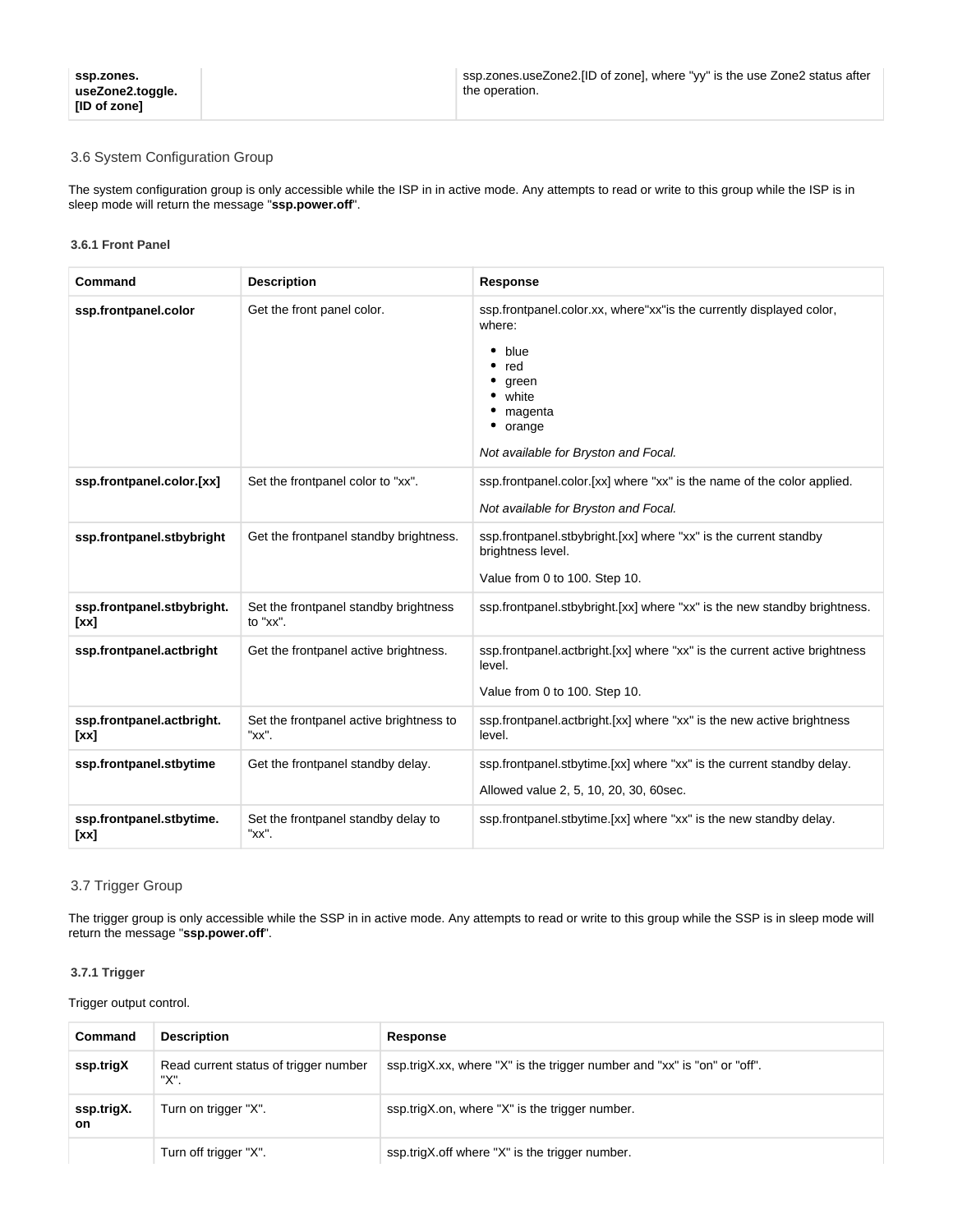| ssp.zones.useZone2.toggle.[ID of zone] | | ssp.zones.useZone2.[ID of zone], where "yy" is the use Zone2 status after the operation. |
|---|---|---|

### 3.6 System Configuration Group

The system configuration group is only accessible while the ISP in in active mode. Any attempts to read or write to this group while the ISP is in sleep mode will return the message "**ssp.power.off**".

#### 3.6.1 Front Panel

| Command | Description | Response |
|---|---|---|
| **ssp.frontpanel.color** | Get the front panel color. | ssp.frontpanel.color.xx, where"xx"is the currently displayed color, where:<br>• blue<br>• red<br>• green<br>• white<br>• magenta<br>• orange<br><br>*Not available for Bryston and Focal.* |
| **ssp.frontpanel.color.[xx]** | Set the frontpanel color to "xx". | ssp.frontpanel.color.[xx] where "xx" is the name of the color applied.<br><br>*Not available for Bryston and Focal.* |
| **ssp.frontpanel.stbybright** | Get the frontpanel standby brightness. | ssp.frontpanel.stbybright.[xx] where "xx" is the current standby brightness level.<br><br>Value from 0 to 100. Step 10. |
| **ssp.frontpanel.stbybright.[xx]** | Set the frontpanel standby brightness to "xx". | ssp.frontpanel.stbybright.[xx] where "xx" is the new standby brightness. |
| **ssp.frontpanel.actbright** | Get the frontpanel active brightness. | ssp.frontpanel.actbright.[xx] where "xx" is the current active brightness level.<br><br>Value from 0 to 100. Step 10. |
| **ssp.frontpanel.actbright.[xx]** | Set the frontpanel active brightness to "xx". | ssp.frontpanel.actbright.[xx] where "xx" is the new active brightness level. |
| **ssp.frontpanel.stbytime** | Get the frontpanel standby delay. | ssp.frontpanel.stbytime.[xx] where "xx" is the current standby delay.<br><br>Allowed value 2, 5, 10, 20, 30, 60sec. |
| **ssp.frontpanel.stbytime.[xx]** | Set the frontpanel standby delay to "xx". | ssp.frontpanel.stbytime.[xx] where "xx" is the new standby delay. |

### 3.7 Trigger Group

The trigger group is only accessible while the SSP in in active mode. Any attempts to read or write to this group while the SSP is in sleep mode will return the message "**ssp.power.off**".

#### 3.7.1 Trigger

Trigger output control.

| Command | Description | Response |
|---|---|---|
| **ssp.trigX** | Read current status of trigger number "X". | ssp.trigX.xx, where "X" is the trigger number and "xx" is "on" or "off". |
| **ssp.trigX.on** | Turn on trigger "X". | ssp.trigX.on, where "X" is the trigger number. |
| | Turn off trigger "X". | ssp.trigX.off where "X" is the trigger number. |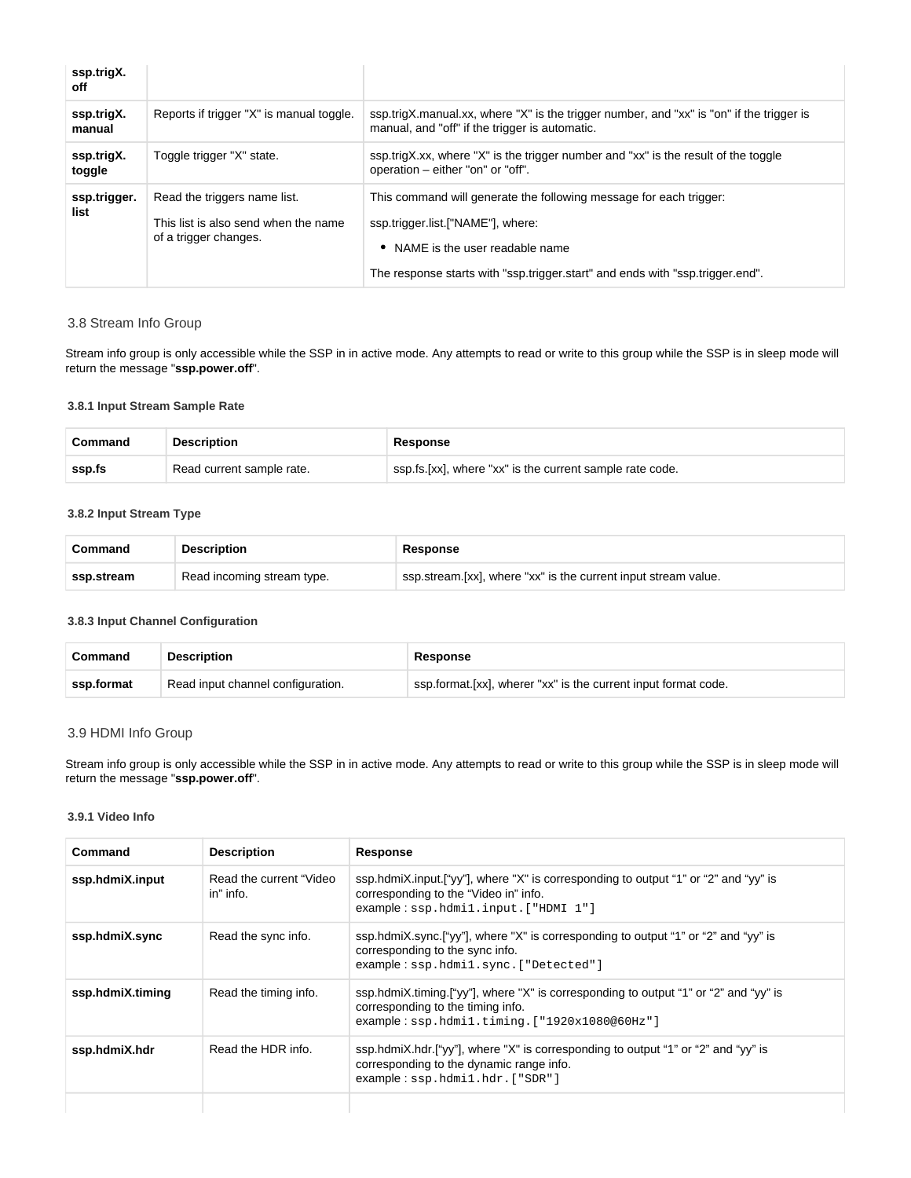| | | |
|---|---|---|
| **ssp.trigX.off** | | |
| **ssp.trigX.manual** | Reports if trigger "X" is manual toggle. | ssp.trigX.manual.xx, where "X" is the trigger number, and "xx" is "on" if the trigger is manual, and "off" if the trigger is automatic. |
| **ssp.trigX.toggle** | Toggle trigger "X" state. | ssp.trigX.xx, where "X" is the trigger number and "xx" is the result of the toggle operation – either "on" or "off". |
| **ssp.trigger.list** | Read the triggers name list.<br><br>This list is also send when the name of a trigger changes. | This command will generate the following message for each trigger:<br><br>ssp.trigger.list.["NAME"], where:<br><br>• NAME is the user readable name<br><br>The response starts with "ssp.trigger.start" and ends with "ssp.trigger.end". |

## 3.8 Stream Info Group

Stream info group is only accessible while the SSP in in active mode. Any attempts to read or write to this group while the SSP is in sleep mode will return the message "**ssp.power.off**".

### 3.8.1 Input Stream Sample Rate

| Command | Description | Response |
|---|---|---|
| **ssp.fs** | Read current sample rate. | ssp.fs.[xx], where "xx" is the current sample rate code. |

### 3.8.2 Input Stream Type

| Command | Description | Response |
|---|---|---|
| **ssp.stream** | Read incoming stream type. | ssp.stream.[xx], where "xx" is the current input stream value. |

### 3.8.3 Input Channel Configuration

| Command | Description | Response |
|---|---|---|
| **ssp.format** | Read input channel configuration. | ssp.format.[xx], wherer "xx" is the current input format code. |

## 3.9 HDMI Info Group

Stream info group is only accessible while the SSP in in active mode. Any attempts to read or write to this group while the SSP is in sleep mode will return the message "**ssp.power.off**".

### 3.9.1 Video Info

| Command | Description | Response |
|---|---|---|
| **ssp.hdmiX.input** | Read the current "Video in" info. | ssp.hdmiX.input.["yy"], where "X" is corresponding to output "1" or "2" and "yy" is corresponding to the "Video in" info.<br>example : `ssp.hdmi1.input.["HDMI 1"]` |
| **ssp.hdmiX.sync** | Read the sync info. | ssp.hdmiX.sync.["yy"], where "X" is corresponding to output "1" or "2" and "yy" is corresponding to the sync info.<br>example : `ssp.hdmi1.sync.["Detected"]` |
| **ssp.hdmiX.timing** | Read the timing info. | ssp.hdmiX.timing.["yy"], where "X" is corresponding to output "1" or "2" and "yy" is corresponding to the timing info.<br>example : `ssp.hdmi1.timing.["1920x1080@60Hz"]` |
| **ssp.hdmiX.hdr** | Read the HDR info. | ssp.hdmiX.hdr.["yy"], where "X" is corresponding to output "1" or "2" and "yy" is corresponding to the dynamic range info.<br>example : `ssp.hdmi1.hdr.["SDR"]` |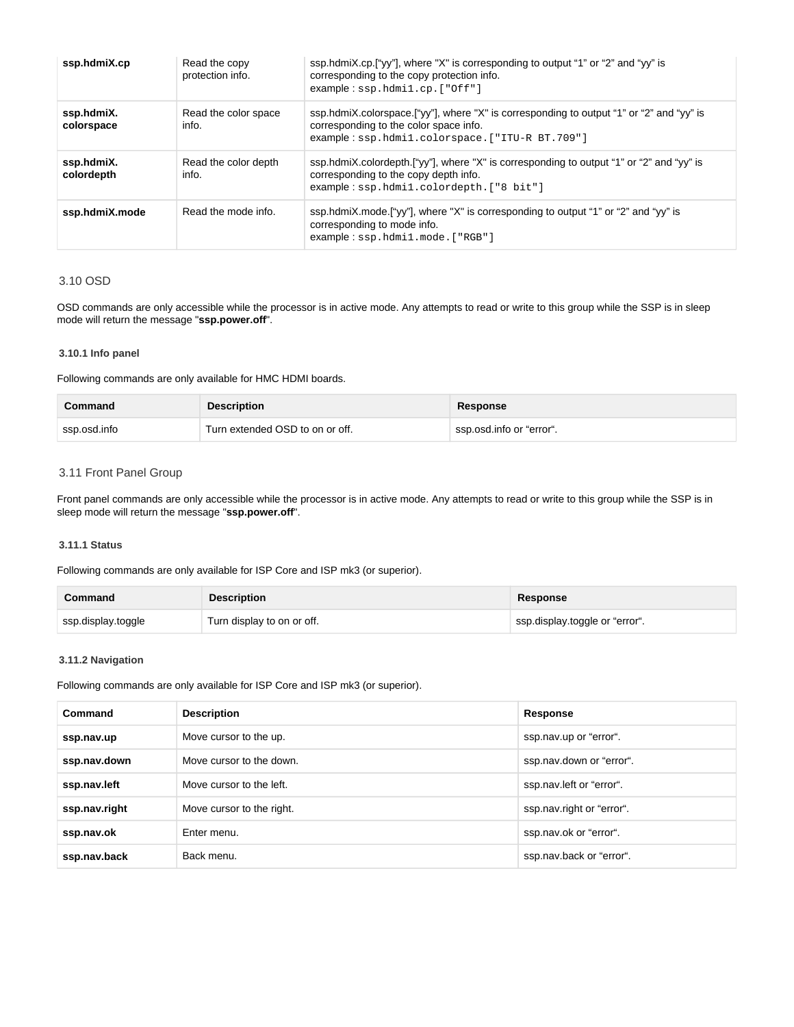| | | |
|---|---|---|
| **ssp.hdmiX.cp** | Read the copy protection info. | ssp.hdmiX.cp.["yy"], where "X" is corresponding to output "1" or "2" and "yy" is corresponding to the copy protection info.<br>example : `ssp.hdmi1.cp.["Off"]` |
| **ssp.hdmiX.colorspace** | Read the color space info. | ssp.hdmiX.colorspace.["yy"], where "X" is corresponding to output "1" or "2" and "yy" is corresponding to the color space info.<br>example : `ssp.hdmi1.colorspace.["ITU-R BT.709"]` |
| **ssp.hdmiX.colordepth** | Read the color depth info. | ssp.hdmiX.colordepth.["yy"], where "X" is corresponding to output "1" or "2" and "yy" is corresponding to the copy depth info.<br>example : `ssp.hdmi1.colordepth.["8 bit"]` |
| **ssp.hdmiX.mode** | Read the mode info. | ssp.hdmiX.mode.["yy"], where "X" is corresponding to output "1" or "2" and "yy" is corresponding to mode info.<br>example : `ssp.hdmi1.mode.["RGB"]` |

## 3.10 OSD

OSD commands are only accessible while the processor is in active mode. Any attempts to read or write to this group while the SSP is in sleep mode will return the message "**ssp.power.off**".

### 3.10.1 Info panel

Following commands are only available for HMC HDMI boards.

| Command | Description | Response |
|---|---|---|
| ssp.osd.info | Turn extended OSD to on or off. | ssp.osd.info or "error". |

## 3.11 Front Panel Group

Front panel commands are only accessible while the processor is in active mode. Any attempts to read or write to this group while the SSP is in sleep mode will return the message "**ssp.power.off**".

### 3.11.1 Status

Following commands are only available for ISP Core and ISP mk3 (or superior).

| Command | Description | Response |
|---|---|---|
| ssp.display.toggle | Turn display to on or off. | ssp.display.toggle or "error". |

### 3.11.2 Navigation

Following commands are only available for ISP Core and ISP mk3 (or superior).

| Command | Description | Response |
|---|---|---|
| **ssp.nav.up** | Move cursor to the up. | ssp.nav.up or "error". |
| **ssp.nav.down** | Move cursor to the down. | ssp.nav.down or "error". |
| **ssp.nav.left** | Move cursor to the left. | ssp.nav.left or "error". |
| **ssp.nav.right** | Move cursor to the right. | ssp.nav.right or "error". |
| **ssp.nav.ok** | Enter menu. | ssp.nav.ok or "error". |
| **ssp.nav.back** | Back menu. | ssp.nav.back or "error". |